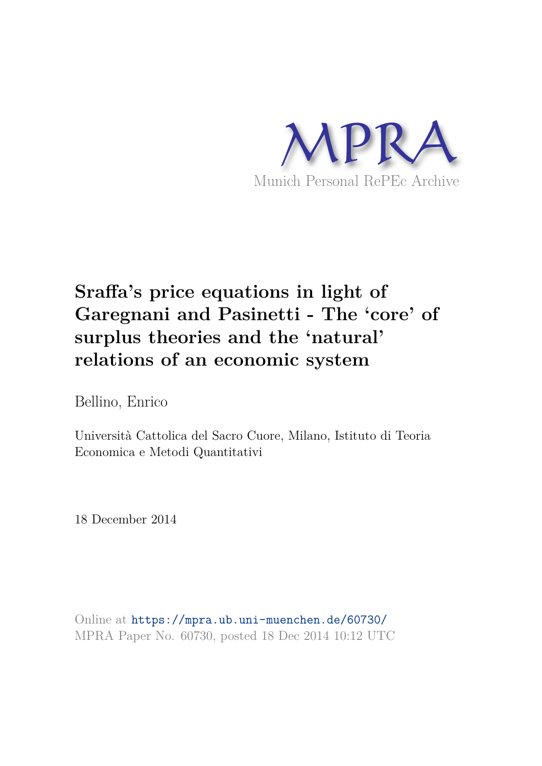MPRA

Munich Personal RePEc Archive

# Sraffa's price equations in light of Garegnani and Pasinetti - The 'core' of surplus theories and the 'natural' relations of an economic system

Bellino, Enrico

Università Cattolica del Sacro Cuore, Milano, Istituto di Teoria Economica e Metodi Quantitativi

18 December 2014

Online at https://mpra.ub.uni-muenchen.de/60730/
MPRA Paper No. 60730, posted 18 Dec 2014 10:12 UTC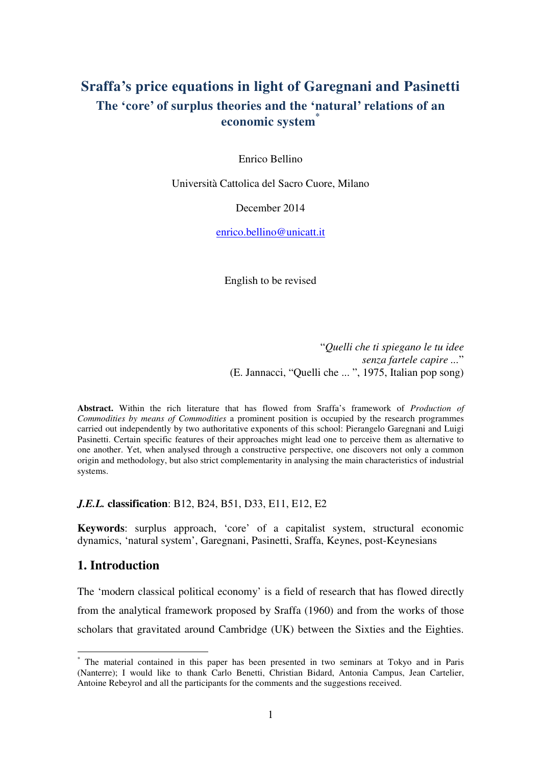# Sraffa's price equations in light of Garegnani and Pasinetti

## The 'core' of surplus theories and the 'natural' relations of an economic system*

Enrico Bellino

Università Cattolica del Sacro Cuore, Milano

December 2014

enrico.bellino@unicatt.it

English to be revised

> "*Quelli che ti spiegano le tu idee*
> *senza fartele capire ...*"
> (E. Jannacci, "Quelli che ... ", 1975, Italian pop song)

**Abstract.** Within the rich literature that has flowed from Sraffa's framework of *Production of Commodities by means of Commodities* a prominent position is occupied by the research programmes carried out independently by two authoritative exponents of this school: Pierangelo Garegnani and Luigi Pasinetti. Certain specific features of their approaches might lead one to perceive them as alternative to one another. Yet, when analysed through a constructive perspective, one discovers not only a common origin and methodology, but also strict complementarity in analysing the main characteristics of industrial systems.

***J.E.L.* classification**: B12, B24, B51, D33, E11, E12, E2

**Keywords**: surplus approach, 'core' of a capitalist system, structural economic dynamics, 'natural system', Garegnani, Pasinetti, Sraffa, Keynes, post-Keynesians

## 1. Introduction

The 'modern classical political economy' is a field of research that has flowed directly from the analytical framework proposed by Sraffa (1960) and from the works of those scholars that gravitated around Cambridge (UK) between the Sixties and the Eighties.

---

* The material contained in this paper has been presented in two seminars at Tokyo and in Paris (Nanterre); I would like to thank Carlo Benetti, Christian Bidard, Antonia Campus, Jean Cartelier, Antoine Rebeyrol and all the participants for the comments and the suggestions received.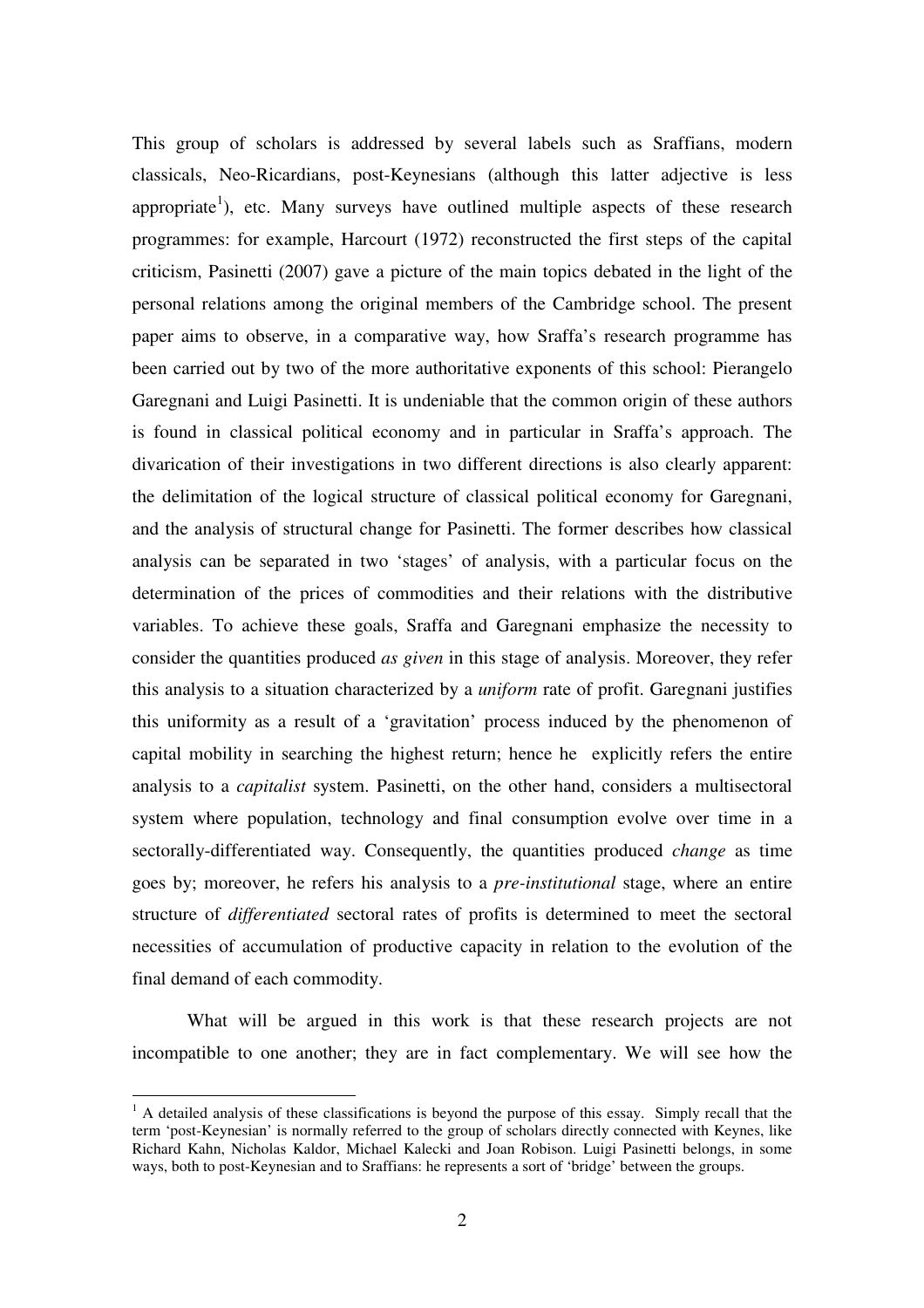This group of scholars is addressed by several labels such as Sraffians, modern classicals, Neo-Ricardians, post-Keynesians (although this latter adjective is less appropriate[1]), etc. Many surveys have outlined multiple aspects of these research programmes: for example, Harcourt (1972) reconstructed the first steps of the capital criticism, Pasinetti (2007) gave a picture of the main topics debated in the light of the personal relations among the original members of the Cambridge school. The present paper aims to observe, in a comparative way, how Sraffa's research programme has been carried out by two of the more authoritative exponents of this school: Pierangelo Garegnani and Luigi Pasinetti. It is undeniable that the common origin of these authors is found in classical political economy and in particular in Sraffa's approach. The divarication of their investigations in two different directions is also clearly apparent: the delimitation of the logical structure of classical political economy for Garegnani, and the analysis of structural change for Pasinetti. The former describes how classical analysis can be separated in two 'stages' of analysis, with a particular focus on the determination of the prices of commodities and their relations with the distributive variables. To achieve these goals, Sraffa and Garegnani emphasize the necessity to consider the quantities produced *as given* in this stage of analysis. Moreover, they refer this analysis to a situation characterized by a *uniform* rate of profit. Garegnani justifies this uniformity as a result of a 'gravitation' process induced by the phenomenon of capital mobility in searching the highest return; hence he explicitly refers the entire analysis to a *capitalist* system. Pasinetti, on the other hand, considers a multisectoral system where population, technology and final consumption evolve over time in a sectorally-differentiated way. Consequently, the quantities produced *change* as time goes by; moreover, he refers his analysis to a *pre-institutional* stage, where an entire structure of *differentiated* sectoral rates of profits is determined to meet the sectoral necessities of accumulation of productive capacity in relation to the evolution of the final demand of each commodity.

What will be argued in this work is that these research projects are not incompatible to one another; they are in fact complementary. We will see how the

[1] A detailed analysis of these classifications is beyond the purpose of this essay. Simply recall that the term 'post-Keynesian' is normally referred to the group of scholars directly connected with Keynes, like Richard Kahn, Nicholas Kaldor, Michael Kalecki and Joan Robison. Luigi Pasinetti belongs, in some ways, both to post-Keynesian and to Sraffians: he represents a sort of 'bridge' between the groups.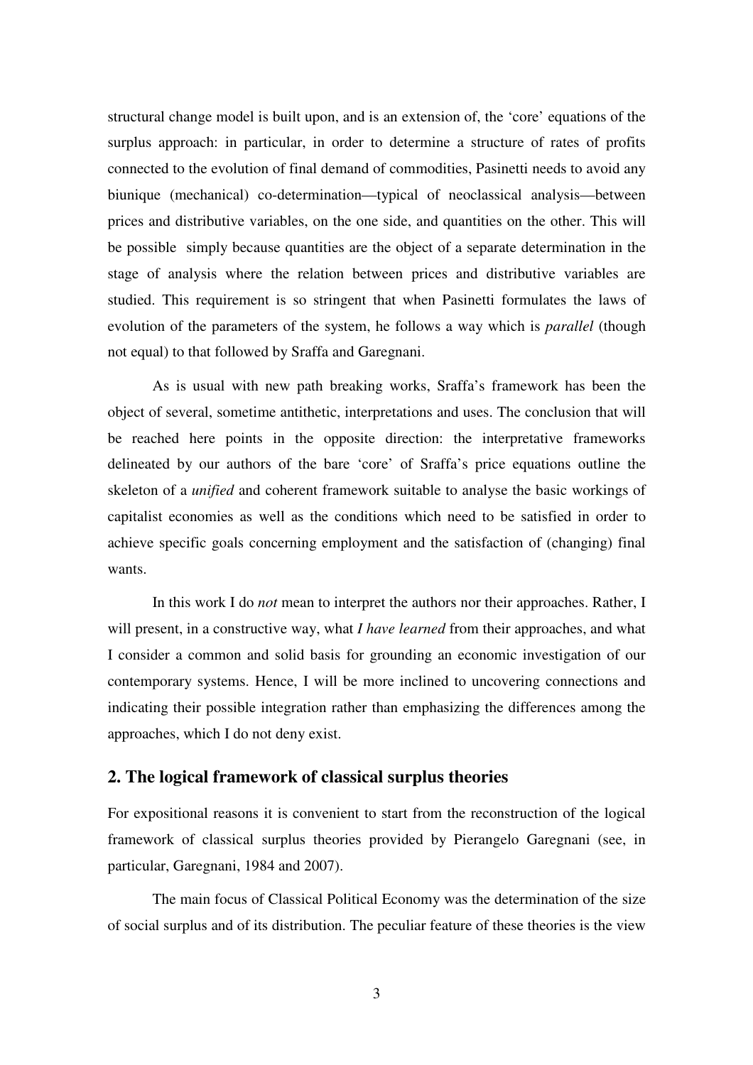structural change model is built upon, and is an extension of, the 'core' equations of the surplus approach: in particular, in order to determine a structure of rates of profits connected to the evolution of final demand of commodities, Pasinetti needs to avoid any biunique (mechanical) co-determination—typical of neoclassical analysis—between prices and distributive variables, on the one side, and quantities on the other. This will be possible simply because quantities are the object of a separate determination in the stage of analysis where the relation between prices and distributive variables are studied. This requirement is so stringent that when Pasinetti formulates the laws of evolution of the parameters of the system, he follows a way which is *parallel* (though not equal) to that followed by Sraffa and Garegnani.

As is usual with new path breaking works, Sraffa's framework has been the object of several, sometime antithetic, interpretations and uses. The conclusion that will be reached here points in the opposite direction: the interpretative frameworks delineated by our authors of the bare 'core' of Sraffa's price equations outline the skeleton of a *unified* and coherent framework suitable to analyse the basic workings of capitalist economies as well as the conditions which need to be satisfied in order to achieve specific goals concerning employment and the satisfaction of (changing) final wants.

In this work I do *not* mean to interpret the authors nor their approaches. Rather, I will present, in a constructive way, what *I have learned* from their approaches, and what I consider a common and solid basis for grounding an economic investigation of our contemporary systems. Hence, I will be more inclined to uncovering connections and indicating their possible integration rather than emphasizing the differences among the approaches, which I do not deny exist.

## 2. The logical framework of classical surplus theories

For expositional reasons it is convenient to start from the reconstruction of the logical framework of classical surplus theories provided by Pierangelo Garegnani (see, in particular, Garegnani, 1984 and 2007).

The main focus of Classical Political Economy was the determination of the size of social surplus and of its distribution. The peculiar feature of these theories is the view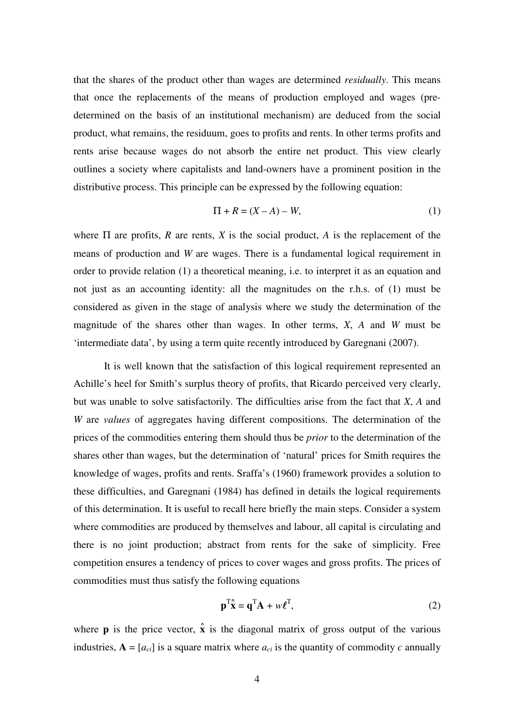that the shares of the product other than wages are determined *residually*. This means that once the replacements of the means of production employed and wages (pre-determined on the basis of an institutional mechanism) are deduced from the social product, what remains, the residuum, goes to profits and rents. In other terms profits and rents arise because wages do not absorb the entire net product. This view clearly outlines a society where capitalists and land-owners have a prominent position in the distributive process. This principle can be expressed by the following equation:

$$\Pi + R = (X - A) - W, \tag{1}$$

where $\Pi$ are profits, $R$ are rents, $X$ is the social product, $A$ is the replacement of the means of production and $W$ are wages. There is a fundamental logical requirement in order to provide relation (1) a theoretical meaning, i.e. to interpret it as an equation and not just as an accounting identity: all the magnitudes on the r.h.s. of (1) must be considered as given in the stage of analysis where we study the determination of the magnitude of the shares other than wages. In other terms, $X$, $A$ and $W$ must be 'intermediate data', by using a term quite recently introduced by Garegnani (2007).

It is well known that the satisfaction of this logical requirement represented an Achille's heel for Smith's surplus theory of profits, that Ricardo perceived very clearly, but was unable to solve satisfactorily. The difficulties arise from the fact that $X$, $A$ and $W$ are *values* of aggregates having different compositions. The determination of the prices of the commodities entering them should thus be *prior* to the determination of the shares other than wages, but the determination of 'natural' prices for Smith requires the knowledge of wages, profits and rents. Sraffa's (1960) framework provides a solution to these difficulties, and Garegnani (1984) has defined in details the logical requirements of this determination. It is useful to recall here briefly the main steps. Consider a system where commodities are produced by themselves and labour, all capital is circulating and there is no joint production; abstract from rents for the sake of simplicity. Free competition ensures a tendency of prices to cover wages and gross profits. The prices of commodities must thus satisfy the following equations

$$\mathbf{p}^{\mathrm{T}}\hat{\mathbf{x}} = \mathbf{q}^{\mathrm{T}}\mathbf{A} + w\boldsymbol{\ell}^{\mathrm{T}}, \tag{2}$$

where $\mathbf{p}$ is the price vector, $\hat{\mathbf{x}}$ is the diagonal matrix of gross output of the various industries, $\mathbf{A} = [a_{ci}]$ is a square matrix where $a_{ci}$ is the quantity of commodity $c$ annually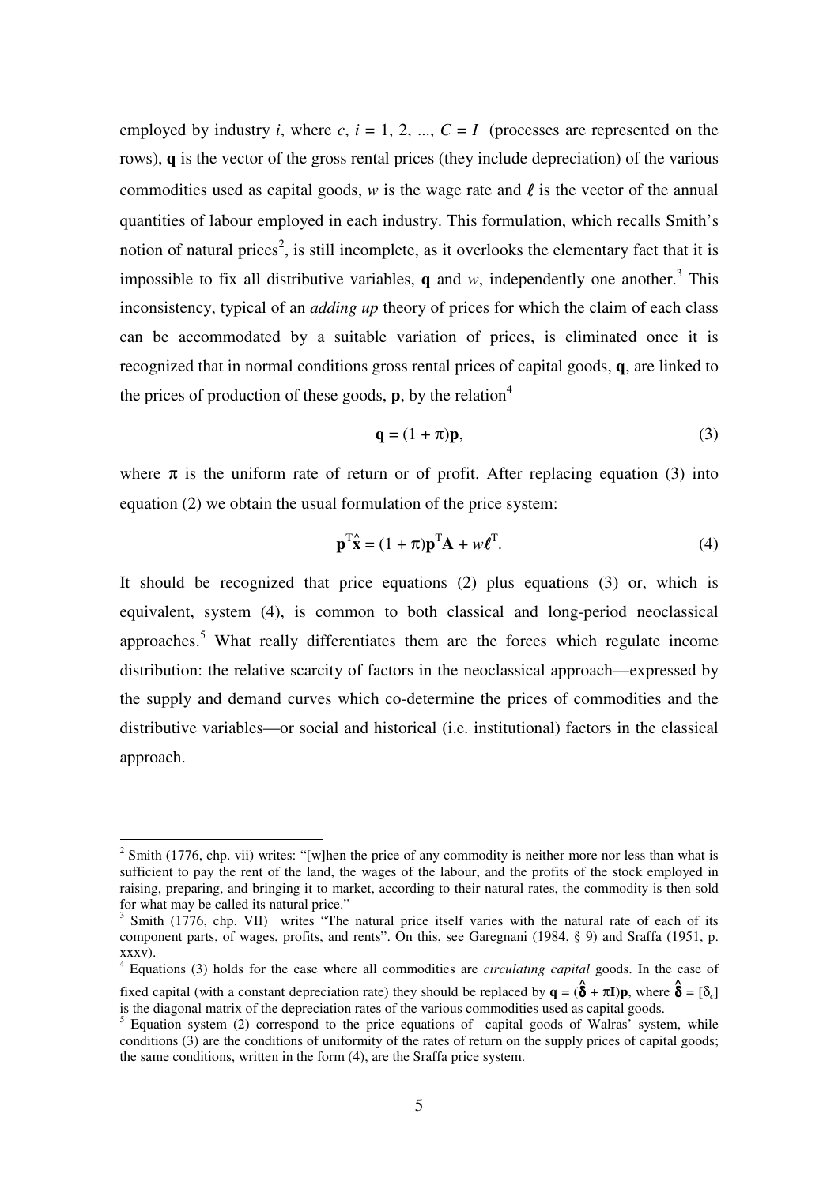employed by industry $i$, where $c$, $i = 1, 2, ..., C = I$ (processes are represented on the rows), $\mathbf{q}$ is the vector of the gross rental prices (they include depreciation) of the various commodities used as capital goods, $w$ is the wage rate and $\boldsymbol{\ell}$ is the vector of the annual quantities of labour employed in each industry. This formulation, which recalls Smith's notion of natural prices[2], is still incomplete, as it overlooks the elementary fact that it is impossible to fix all distributive variables, $\mathbf{q}$ and $w$, independently one another.[3] This inconsistency, typical of an *adding up* theory of prices for which the claim of each class can be accommodated by a suitable variation of prices, is eliminated once it is recognized that in normal conditions gross rental prices of capital goods, $\mathbf{q}$, are linked to the prices of production of these goods, $\mathbf{p}$, by the relation[4]

$$\mathbf{q} = (1 + \pi)\mathbf{p}, \tag{3}$$

where $\pi$ is the uniform rate of return or of profit. After replacing equation (3) into equation (2) we obtain the usual formulation of the price system:

$$\mathbf{p}^{\mathrm{T}}\hat{\mathbf{x}} = (1 + \pi)\mathbf{p}^{\mathrm{T}}\mathbf{A} + w\boldsymbol{\ell}^{\mathrm{T}}. \tag{4}$$

It should be recognized that price equations (2) plus equations (3) or, which is equivalent, system (4), is common to both classical and long-period neoclassical approaches.[5] What really differentiates them are the forces which regulate income distribution: the relative scarcity of factors in the neoclassical approach—expressed by the supply and demand curves which co-determine the prices of commodities and the distributive variables—or social and historical (i.e. institutional) factors in the classical approach.

---

[2] Smith (1776, chp. vii) writes: "[w]hen the price of any commodity is neither more nor less than what is sufficient to pay the rent of the land, the wages of the labour, and the profits of the stock employed in raising, preparing, and bringing it to market, according to their natural rates, the commodity is then sold for what may be called its natural price."

[3] Smith (1776, chp. VII) writes "The natural price itself varies with the natural rate of each of its component parts, of wages, profits, and rents". On this, see Garegnani (1984, § 9) and Sraffa (1951, p. xxxv).

[4] Equations (3) holds for the case where all commodities are *circulating capital* goods. In the case of fixed capital (with a constant depreciation rate) they should be replaced by $\mathbf{q} = (\hat{\boldsymbol{\delta}} + \pi\mathbf{I})\mathbf{p}$, where $\hat{\boldsymbol{\delta}} = [\delta_c]$ is the diagonal matrix of the depreciation rates of the various commodities used as capital goods.

[5] Equation system (2) correspond to the price equations of capital goods of Walras' system, while conditions (3) are the conditions of uniformity of the rates of return on the supply prices of capital goods; the same conditions, written in the form (4), are the Sraffa price system.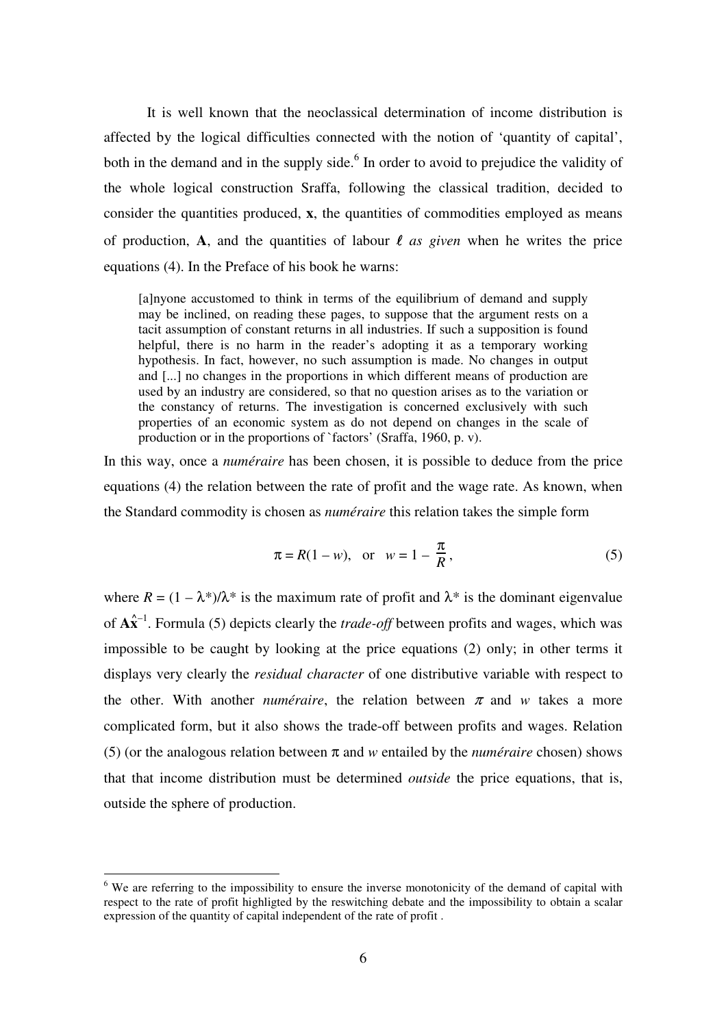It is well known that the neoclassical determination of income distribution is affected by the logical difficulties connected with the notion of 'quantity of capital', both in the demand and in the supply side.[6] In order to avoid to prejudice the validity of the whole logical construction Sraffa, following the classical tradition, decided to consider the quantities produced, $\mathbf{x}$, the quantities of commodities employed as means of production, $\mathbf{A}$, and the quantities of labour $\ell$ *as given* when he writes the price equations (4). In the Preface of his book he warns:

> [a]nyone accustomed to think in terms of the equilibrium of demand and supply may be inclined, on reading these pages, to suppose that the argument rests on a tacit assumption of constant returns in all industries. If such a supposition is found helpful, there is no harm in the reader's adopting it as a temporary working hypothesis. In fact, however, no such assumption is made. No changes in output and [...] no changes in the proportions in which different means of production are used by an industry are considered, so that no question arises as to the variation or the constancy of returns. The investigation is concerned exclusively with such properties of an economic system as do not depend on changes in the scale of production or in the proportions of `factors' (Sraffa, 1960, p. v).

In this way, once a *numéraire* has been chosen, it is possible to deduce from the price equations (4) the relation between the rate of profit and the wage rate. As known, when the Standard commodity is chosen as *numéraire* this relation takes the simple form

$$\pi = R(1 - w), \quad \text{or} \quad w = 1 - \frac{\pi}{R}, \tag{5}$$

where $R = (1 - \lambda^*)/\lambda^*$ is the maximum rate of profit and $\lambda^*$ is the dominant eigenvalue of $\mathbf{A}\hat{\mathbf{x}}^{-1}$. Formula (5) depicts clearly the *trade-off* between profits and wages, which was impossible to be caught by looking at the price equations (2) only; in other terms it displays very clearly the *residual character* of one distributive variable with respect to the other. With another *numéraire*, the relation between $\pi$ and $w$ takes a more complicated form, but it also shows the trade-off between profits and wages. Relation (5) (or the analogous relation between $\pi$ and $w$ entailed by the *numéraire* chosen) shows that that income distribution must be determined *outside* the price equations, that is, outside the sphere of production.

---

[6] We are referring to the impossibility to ensure the inverse monotonicity of the demand of capital with respect to the rate of profit highligted by the reswitching debate and the impossibility to obtain a scalar expression of the quantity of capital independent of the rate of profit .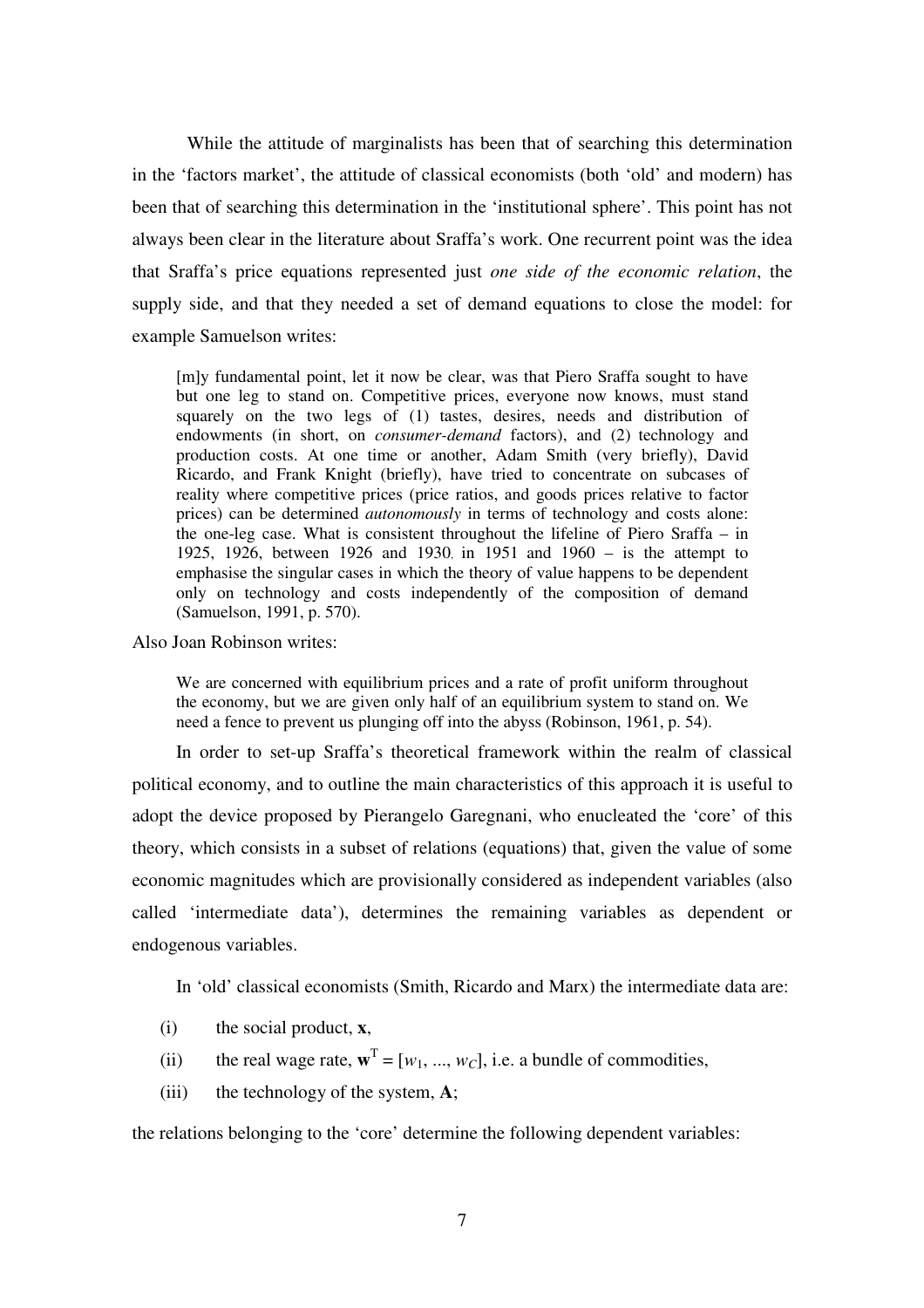While the attitude of marginalists has been that of searching this determination in the 'factors market', the attitude of classical economists (both 'old' and modern) has been that of searching this determination in the 'institutional sphere'. This point has not always been clear in the literature about Sraffa's work. One recurrent point was the idea that Sraffa's price equations represented just *one side of the economic relation*, the supply side, and that they needed a set of demand equations to close the model: for example Samuelson writes:

> [m]y fundamental point, let it now be clear, was that Piero Sraffa sought to have but one leg to stand on. Competitive prices, everyone now knows, must stand squarely on the two legs of (1) tastes, desires, needs and distribution of endowments (in short, on *consumer-demand* factors), and (2) technology and production costs. At one time or another, Adam Smith (very briefly), David Ricardo, and Frank Knight (briefly), have tried to concentrate on subcases of reality where competitive prices (price ratios, and goods prices relative to factor prices) can be determined *autonomously* in terms of technology and costs alone: the one-leg case. What is consistent throughout the lifeline of Piero Sraffa – in 1925, 1926, between 1926 and 1930, in 1951 and 1960 – is the attempt to emphasise the singular cases in which the theory of value happens to be dependent only on technology and costs independently of the composition of demand (Samuelson, 1991, p. 570).

Also Joan Robinson writes:

> We are concerned with equilibrium prices and a rate of profit uniform throughout the economy, but we are given only half of an equilibrium system to stand on. We need a fence to prevent us plunging off into the abyss (Robinson, 1961, p. 54).

In order to set-up Sraffa's theoretical framework within the realm of classical political economy, and to outline the main characteristics of this approach it is useful to adopt the device proposed by Pierangelo Garegnani, who enucleated the 'core' of this theory, which consists in a subset of relations (equations) that, given the value of some economic magnitudes which are provisionally considered as independent variables (also called 'intermediate data'), determines the remaining variables as dependent or endogenous variables.

In 'old' classical economists (Smith, Ricardo and Marx) the intermediate data are:

(i) the social product, $\mathbf{x}$,

(ii) the real wage rate, $\mathbf{w}^{\mathrm{T}} = [w_1, ..., w_C]$, i.e. a bundle of commodities,

(iii) the technology of the system, $\mathbf{A}$;

the relations belonging to the 'core' determine the following dependent variables: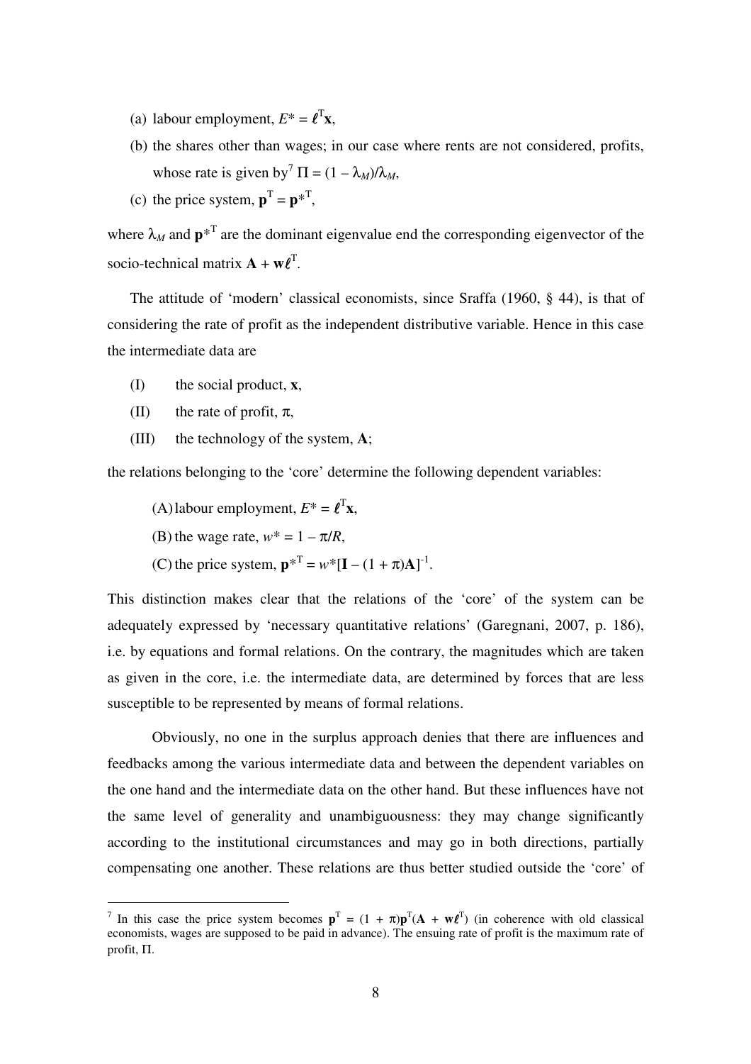(a) labour employment, $E^* = \boldsymbol{\ell}^{\mathrm{T}}\mathbf{x}$,

(b) the shares other than wages; in our case where rents are not considered, profits, whose rate is given by[7] $\Pi = (1 - \lambda_M)/\lambda_M$,

(c) the price system, $\mathbf{p}^{\mathrm{T}} = \mathbf{p}^{*\mathrm{T}}$,

where $\lambda_M$ and $\mathbf{p}^{*\mathrm{T}}$ are the dominant eigenvalue end the corresponding eigenvector of the socio-technical matrix $\mathbf{A} + \mathbf{w}\boldsymbol{\ell}^{\mathrm{T}}$.

The attitude of 'modern' classical economists, since Sraffa (1960, § 44), is that of considering the rate of profit as the independent distributive variable. Hence in this case the intermediate data are

(I) the social product, $\mathbf{x}$,

(II) the rate of profit, $\pi$,

(III) the technology of the system, $\mathbf{A}$;

the relations belonging to the 'core' determine the following dependent variables:

(A) labour employment, $E^* = \boldsymbol{\ell}^{\mathrm{T}}\mathbf{x}$,

(B) the wage rate, $w^* = 1 - \pi/R$,

(C) the price system, $\mathbf{p}^{*\mathrm{T}} = w^*[\mathbf{I} - (1 + \pi)\mathbf{A}]^{-1}$.

This distinction makes clear that the relations of the 'core' of the system can be adequately expressed by 'necessary quantitative relations' (Garegnani, 2007, p. 186), i.e. by equations and formal relations. On the contrary, the magnitudes which are taken as given in the core, i.e. the intermediate data, are determined by forces that are less susceptible to be represented by means of formal relations.

Obviously, no one in the surplus approach denies that there are influences and feedbacks among the various intermediate data and between the dependent variables on the one hand and the intermediate data on the other hand. But these influences have not the same level of generality and unambiguousness: they may change significantly according to the institutional circumstances and may go in both directions, partially compensating one another. These relations are thus better studied outside the 'core' of

[7] In this case the price system becomes $\mathbf{p}^{\mathrm{T}} = (1 + \pi)\mathbf{p}^{\mathrm{T}}(\mathbf{A} + \mathbf{w}\boldsymbol{\ell}^{\mathrm{T}})$ (in coherence with old classical economists, wages are supposed to be paid in advance). The ensuing rate of profit is the maximum rate of profit, $\Pi$.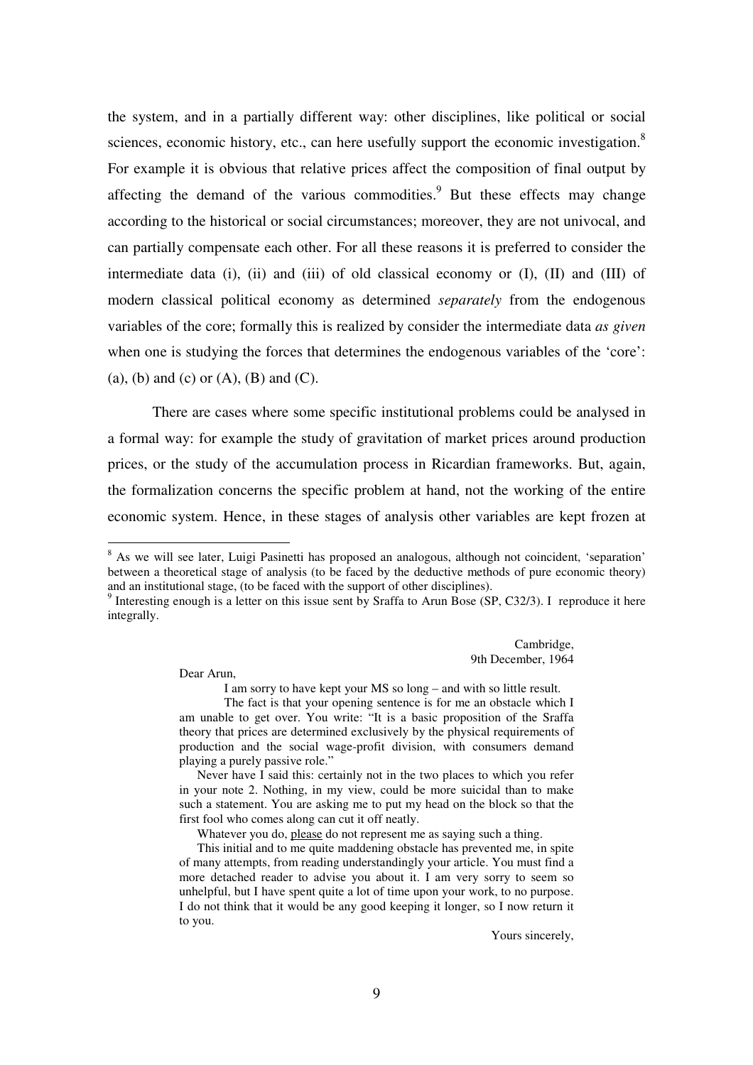the system, and in a partially different way: other disciplines, like political or social sciences, economic history, etc., can here usefully support the economic investigation.[8] For example it is obvious that relative prices affect the composition of final output by affecting the demand of the various commodities.[9] But these effects may change according to the historical or social circumstances; moreover, they are not univocal, and can partially compensate each other. For all these reasons it is preferred to consider the intermediate data (i), (ii) and (iii) of old classical economy or (I), (II) and (III) of modern classical political economy as determined *separately* from the endogenous variables of the core; formally this is realized by consider the intermediate data *as given* when one is studying the forces that determines the endogenous variables of the 'core': (a), (b) and (c) or (A), (B) and (C).

There are cases where some specific institutional problems could be analysed in a formal way: for example the study of gravitation of market prices around production prices, or the study of the accumulation process in Ricardian frameworks. But, again, the formalization concerns the specific problem at hand, not the working of the entire economic system. Hence, in these stages of analysis other variables are kept frozen at

---

[8] As we will see later, Luigi Pasinetti has proposed an analogous, although not coincident, 'separation' between a theoretical stage of analysis (to be faced by the deductive methods of pure economic theory) and an institutional stage, (to be faced with the support of other disciplines).

[9] Interesting enough is a letter on this issue sent by Sraffa to Arun Bose (SP, C32/3). I reproduce it here integrally.

> Cambridge,
> 9th December, 1964
>
> Dear Arun,
>
> I am sorry to have kept your MS so long – and with so little result.
>
> The fact is that your opening sentence is for me an obstacle which I am unable to get over. You write: "It is a basic proposition of the Sraffa theory that prices are determined exclusively by the physical requirements of production and the social wage-profit division, with consumers demand playing a purely passive role."
>
> Never have I said this: certainly not in the two places to which you refer in your note 2. Nothing, in my view, could be more suicidal than to make such a statement. You are asking me to put my head on the block so that the first fool who comes along can cut it off neatly.
>
> Whatever you do, <u>please</u> do not represent me as saying such a thing.
>
> This initial and to me quite maddening obstacle has prevented me, in spite of many attempts, from reading understandingly your article. You must find a more detached reader to advise you about it. I am very sorry to seem so unhelpful, but I have spent quite a lot of time upon your work, to no purpose. I do not think that it would be any good keeping it longer, so I now return it to you.
>
> Yours sincerely,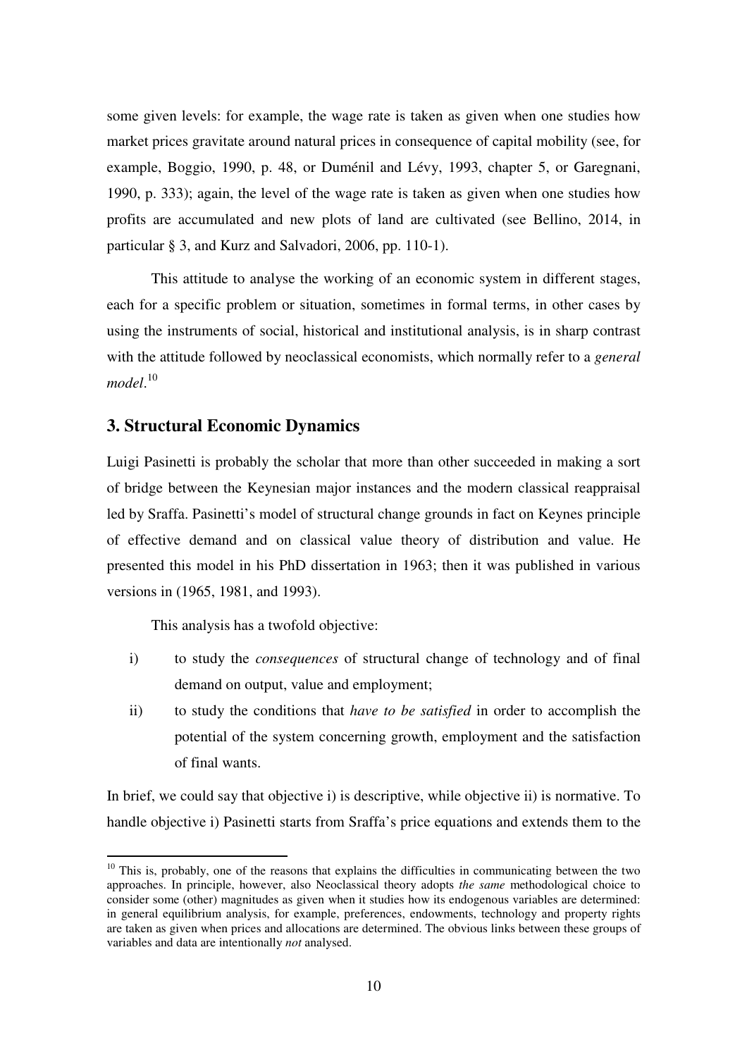some given levels: for example, the wage rate is taken as given when one studies how market prices gravitate around natural prices in consequence of capital mobility (see, for example, Boggio, 1990, p. 48, or Duménil and Lévy, 1993, chapter 5, or Garegnani, 1990, p. 333); again, the level of the wage rate is taken as given when one studies how profits are accumulated and new plots of land are cultivated (see Bellino, 2014, in particular § 3, and Kurz and Salvadori, 2006, pp. 110-1).

This attitude to analyse the working of an economic system in different stages, each for a specific problem or situation, sometimes in formal terms, in other cases by using the instruments of social, historical and institutional analysis, is in sharp contrast with the attitude followed by neoclassical economists, which normally refer to a *general model*.[10]

## 3. Structural Economic Dynamics

Luigi Pasinetti is probably the scholar that more than other succeeded in making a sort of bridge between the Keynesian major instances and the modern classical reappraisal led by Sraffa. Pasinetti's model of structural change grounds in fact on Keynes principle of effective demand and on classical value theory of distribution and value. He presented this model in his PhD dissertation in 1963; then it was published in various versions in (1965, 1981, and 1993).

This analysis has a twofold objective:

i) to study the *consequences* of structural change of technology and of final demand on output, value and employment;

ii) to study the conditions that *have to be satisfied* in order to accomplish the potential of the system concerning growth, employment and the satisfaction of final wants.

In brief, we could say that objective i) is descriptive, while objective ii) is normative. To handle objective i) Pasinetti starts from Sraffa's price equations and extends them to the

---

[10] This is, probably, one of the reasons that explains the difficulties in communicating between the two approaches. In principle, however, also Neoclassical theory adopts *the same* methodological choice to consider some (other) magnitudes as given when it studies how its endogenous variables are determined: in general equilibrium analysis, for example, preferences, endowments, technology and property rights are taken as given when prices and allocations are determined. The obvious links between these groups of variables and data are intentionally *not* analysed.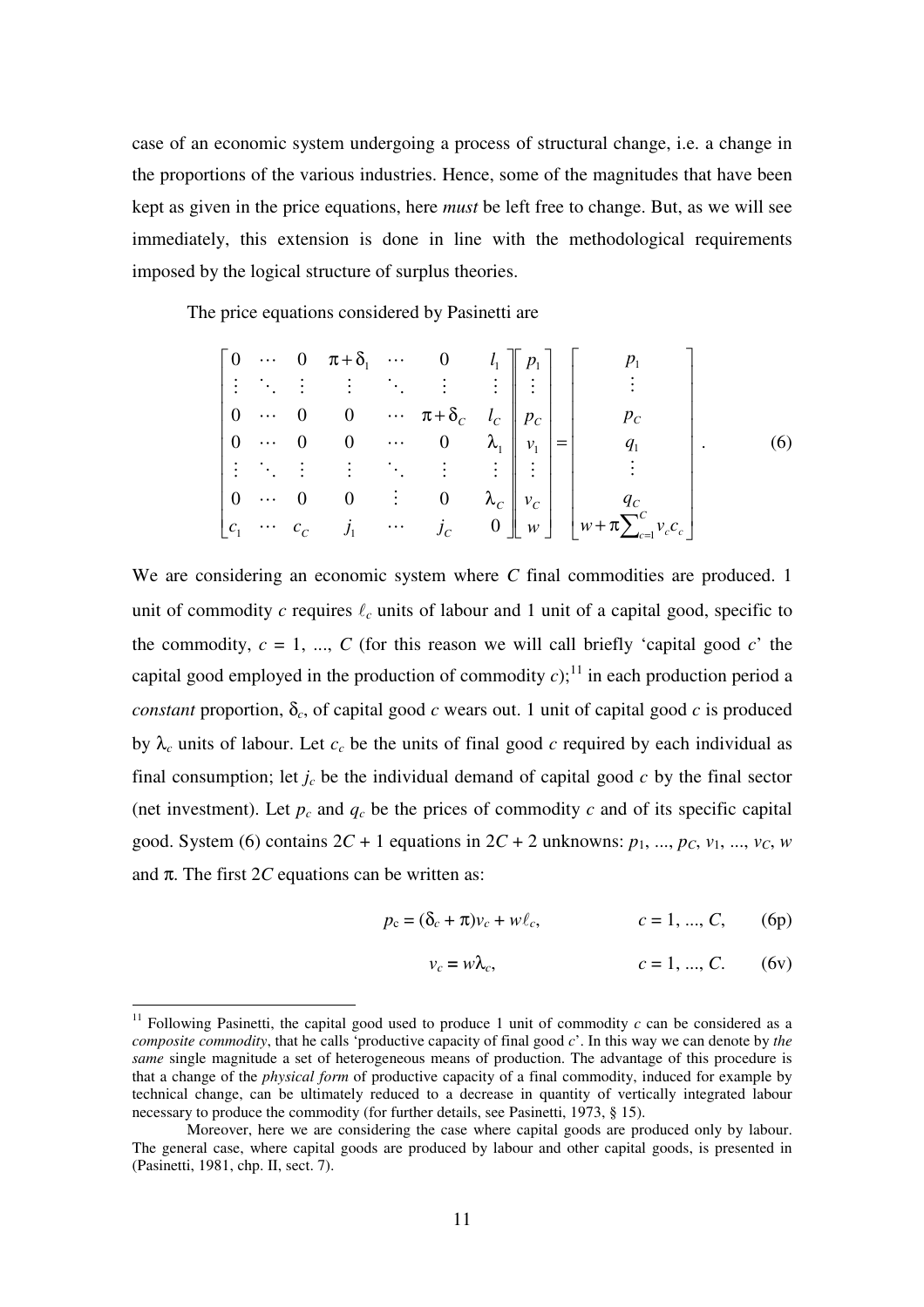case of an economic system undergoing a process of structural change, i.e. a change in the proportions of the various industries. Hence, some of the magnitudes that have been kept as given in the price equations, here *must* be left free to change. But, as we will see immediately, this extension is done in line with the methodological requirements imposed by the logical structure of surplus theories.

The price equations considered by Pasinetti are

$$
\begin{bmatrix}
0 & \cdots & 0 & \pi+\delta_1 & \cdots & 0 & l_1 \\
\vdots & \ddots & \vdots & \vdots & \ddots & \vdots & \vdots \\
0 & \cdots & 0 & 0 & \cdots & \pi+\delta_C & l_C \\
0 & \cdots & 0 & 0 & \cdots & 0 & \lambda_1 \\
\vdots & \ddots & \vdots & \vdots & \ddots & \vdots & \vdots \\
0 & \cdots & 0 & 0 & \vdots & 0 & \lambda_C \\
c_1 & \cdots & c_C & j_1 & \cdots & j_C & 0
\end{bmatrix}
\begin{bmatrix}
p_1 \\ \vdots \\ p_C \\ v_1 \\ \vdots \\ v_C \\ w
\end{bmatrix}
=
\begin{bmatrix}
p_1 \\ \vdots \\ p_C \\ q_1 \\ \vdots \\ q_C \\ w+\pi\sum_{c=1}^{C} v_c c_c
\end{bmatrix}. \qquad (6)
$$

We are considering an economic system where $C$ final commodities are produced. 1 unit of commodity $c$ requires $\ell_c$ units of labour and 1 unit of a capital good, specific to the commodity, $c = 1, ..., C$ (for this reason we will call briefly 'capital good $c$' the capital good employed in the production of commodity $c$);[11] in each production period a *constant* proportion, $\delta_c$, of capital good $c$ wears out. 1 unit of capital good $c$ is produced by $\lambda_c$ units of labour. Let $c_c$ be the units of final good $c$ required by each individual as final consumption; let $j_c$ be the individual demand of capital good $c$ by the final sector (net investment). Let $p_c$ and $q_c$ be the prices of commodity $c$ and of its specific capital good. System (6) contains $2C + 1$ equations in $2C + 2$ unknowns: $p_1, ..., p_C, v_1, ..., v_C, w$ and $\pi$. The first $2C$ equations can be written as:

$$p_c = (\delta_c + \pi)v_c + w\ell_c, \qquad c = 1, ..., C, \qquad (6p)$$

$$v_c = w\lambda_c, \qquad c = 1, ..., C. \qquad (6v)$$

[11] Following Pasinetti, the capital good used to produce 1 unit of commodity $c$ can be considered as a *composite commodity*, that he calls 'productive capacity of final good $c$'. In this way we can denote by *the same* single magnitude a set of heterogeneous means of production. The advantage of this procedure is that a change of the *physical form* of productive capacity of a final commodity, induced for example by technical change, can be ultimately reduced to a decrease in quantity of vertically integrated labour necessary to produce the commodity (for further details, see Pasinetti, 1973, § 15).

Moreover, here we are considering the case where capital goods are produced only by labour. The general case, where capital goods are produced by labour and other capital goods, is presented in (Pasinetti, 1981, chp. II, sect. 7).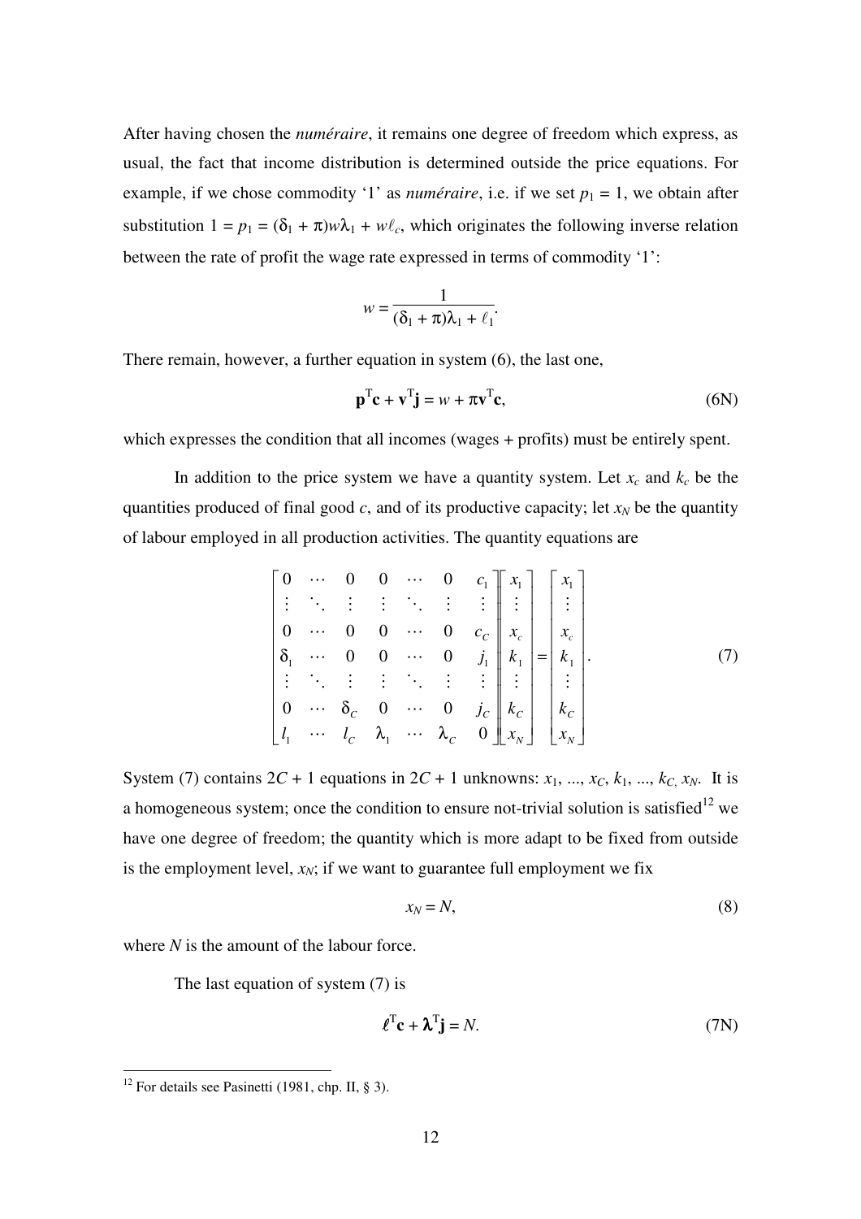After having chosen the *numéraire*, it remains one degree of freedom which express, as usual, the fact that income distribution is determined outside the price equations. For example, if we chose commodity '1' as *numéraire*, i.e. if we set $p_1 = 1$, we obtain after substitution $1 = p_1 = (\delta_1 + \pi)w\lambda_1 + w\ell_c$, which originates the following inverse relation between the rate of profit the wage rate expressed in terms of commodity '1':

$$w = \frac{1}{(\delta_1 + \pi)\lambda_1 + \ell_1}.$$

There remain, however, a further equation in system (6), the last one,

$$\mathbf{p}^{\mathrm{T}}\mathbf{c} + \mathbf{v}^{\mathrm{T}}\mathbf{j} = w + \pi\mathbf{v}^{\mathrm{T}}\mathbf{c}, \tag{6N}$$

which expresses the condition that all incomes (wages + profits) must be entirely spent.

In addition to the price system we have a quantity system. Let $x_c$ and $k_c$ be the quantities produced of final good $c$, and of its productive capacity; let $x_N$ be the quantity of labour employed in all production activities. The quantity equations are

$$\begin{bmatrix} 0 & \cdots & 0 & 0 & \cdots & 0 & c_1 \\ \vdots & \ddots & \vdots & \vdots & \ddots & \vdots & \vdots \\ 0 & \cdots & 0 & 0 & \cdots & 0 & c_C \\ \delta_1 & \cdots & 0 & 0 & \cdots & 0 & j_1 \\ \vdots & \ddots & \vdots & \vdots & \ddots & \vdots & \vdots \\ 0 & \cdots & \delta_C & 0 & \cdots & 0 & j_C \\ l_1 & \cdots & l_C & \lambda_1 & \cdots & \lambda_C & 0 \end{bmatrix} \begin{bmatrix} x_1 \\ \vdots \\ x_c \\ k_1 \\ \vdots \\ k_C \\ x_N \end{bmatrix} = \begin{bmatrix} x_1 \\ \vdots \\ x_c \\ k_1 \\ \vdots \\ k_C \\ x_N \end{bmatrix}. \tag{7}$$

System (7) contains $2C + 1$ equations in $2C + 1$ unknowns: $x_1, ..., x_C, k_1, ..., k_C, x_N$. It is a homogeneous system; once the condition to ensure not-trivial solution is satisfied[12] we have one degree of freedom; the quantity which is more adapt to be fixed from outside is the employment level, $x_N$; if we want to guarantee full employment we fix

$$x_N = N, \tag{8}$$

where $N$ is the amount of the labour force.

The last equation of system (7) is

$$\boldsymbol{\ell}^{\mathrm{T}}\mathbf{c} + \boldsymbol{\lambda}^{\mathrm{T}}\mathbf{j} = N. \tag{7N}$$

[12] For details see Pasinetti (1981, chp. II, § 3).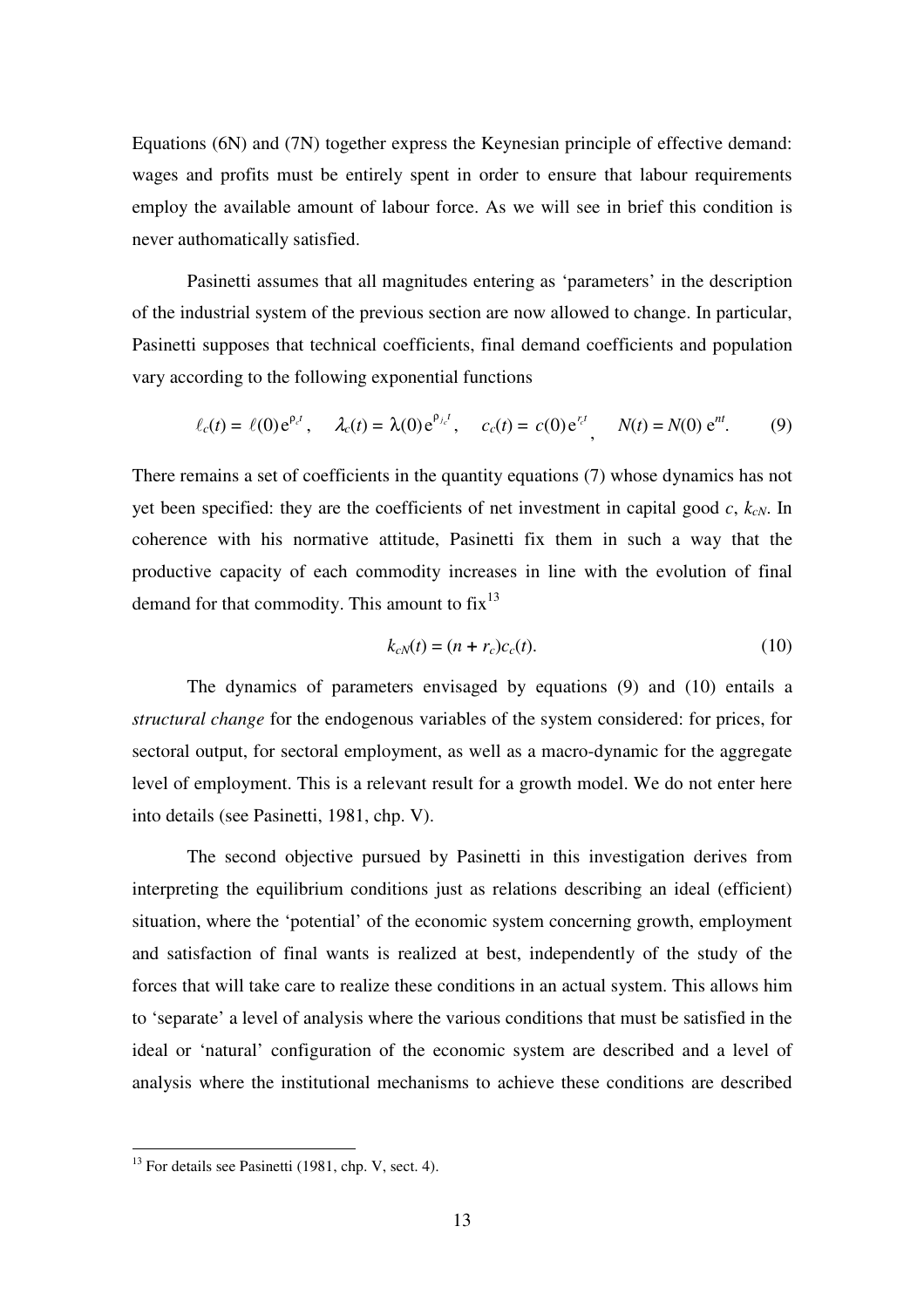Equations (6N) and (7N) together express the Keynesian principle of effective demand: wages and profits must be entirely spent in order to ensure that labour requirements employ the available amount of labour force. As we will see in brief this condition is never authomatically satisfied.

Pasinetti assumes that all magnitudes entering as 'parameters' in the description of the industrial system of the previous section are now allowed to change. In particular, Pasinetti supposes that technical coefficients, final demand coefficients and population vary according to the following exponential functions

$$\ell_c(t) = \ell(0)\,e^{\rho_c t}, \quad \lambda_c(t) = \lambda(0)\,e^{\rho_{jc} t}, \quad c_c(t) = c(0)\,e^{r_c t}, \quad N(t) = N(0)\,e^{nt}. \tag{9}$$

There remains a set of coefficients in the quantity equations (7) whose dynamics has not yet been specified: they are the coefficients of net investment in capital good $c$, $k_{cN}$. In coherence with his normative attitude, Pasinetti fix them in such a way that the productive capacity of each commodity increases in line with the evolution of final demand for that commodity. This amount to fix[13]

$$k_{cN}(t) = (n + r_c)c_c(t). \tag{10}$$

The dynamics of parameters envisaged by equations (9) and (10) entails a *structural change* for the endogenous variables of the system considered: for prices, for sectoral output, for sectoral employment, as well as a macro-dynamic for the aggregate level of employment. This is a relevant result for a growth model. We do not enter here into details (see Pasinetti, 1981, chp. V).

The second objective pursued by Pasinetti in this investigation derives from interpreting the equilibrium conditions just as relations describing an ideal (efficient) situation, where the 'potential' of the economic system concerning growth, employment and satisfaction of final wants is realized at best, independently of the study of the forces that will take care to realize these conditions in an actual system. This allows him to 'separate' a level of analysis where the various conditions that must be satisfied in the ideal or 'natural' configuration of the economic system are described and a level of analysis where the institutional mechanisms to achieve these conditions are described

[13] For details see Pasinetti (1981, chp. V, sect. 4).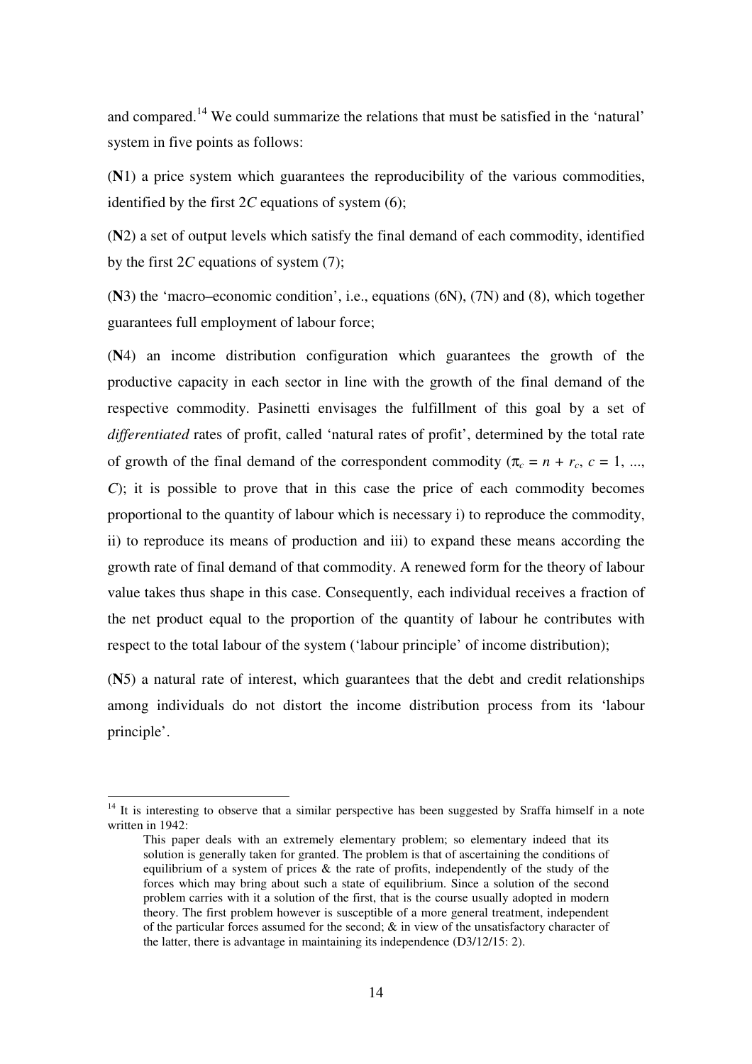and compared.[14] We could summarize the relations that must be satisfied in the 'natural' system in five points as follows:

(**N**1) a price system which guarantees the reproducibility of the various commodities, identified by the first $2C$ equations of system (6);

(**N**2) a set of output levels which satisfy the final demand of each commodity, identified by the first $2C$ equations of system (7);

(**N**3) the 'macro–economic condition', i.e., equations (6N), (7N) and (8), which together guarantees full employment of labour force;

(**N**4) an income distribution configuration which guarantees the growth of the productive capacity in each sector in line with the growth of the final demand of the respective commodity. Pasinetti envisages the fulfillment of this goal by a set of *differentiated* rates of profit, called 'natural rates of profit', determined by the total rate of growth of the final demand of the correspondent commodity ($\pi_c = n + r_c$, $c = 1, ..., C$); it is possible to prove that in this case the price of each commodity becomes proportional to the quantity of labour which is necessary i) to reproduce the commodity, ii) to reproduce its means of production and iii) to expand these means according the growth rate of final demand of that commodity. A renewed form for the theory of labour value takes thus shape in this case. Consequently, each individual receives a fraction of the net product equal to the proportion of the quantity of labour he contributes with respect to the total labour of the system ('labour principle' of income distribution);

(**N**5) a natural rate of interest, which guarantees that the debt and credit relationships among individuals do not distort the income distribution process from its 'labour principle'.

---

[14] It is interesting to observe that a similar perspective has been suggested by Sraffa himself in a note written in 1942:

> This paper deals with an extremely elementary problem; so elementary indeed that its solution is generally taken for granted. The problem is that of ascertaining the conditions of equilibrium of a system of prices & the rate of profits, independently of the study of the forces which may bring about such a state of equilibrium. Since a solution of the second problem carries with it a solution of the first, that is the course usually adopted in modern theory. The first problem however is susceptible of a more general treatment, independent of the particular forces assumed for the second; & in view of the unsatisfactory character of the latter, there is advantage in maintaining its independence (D3/12/15: 2).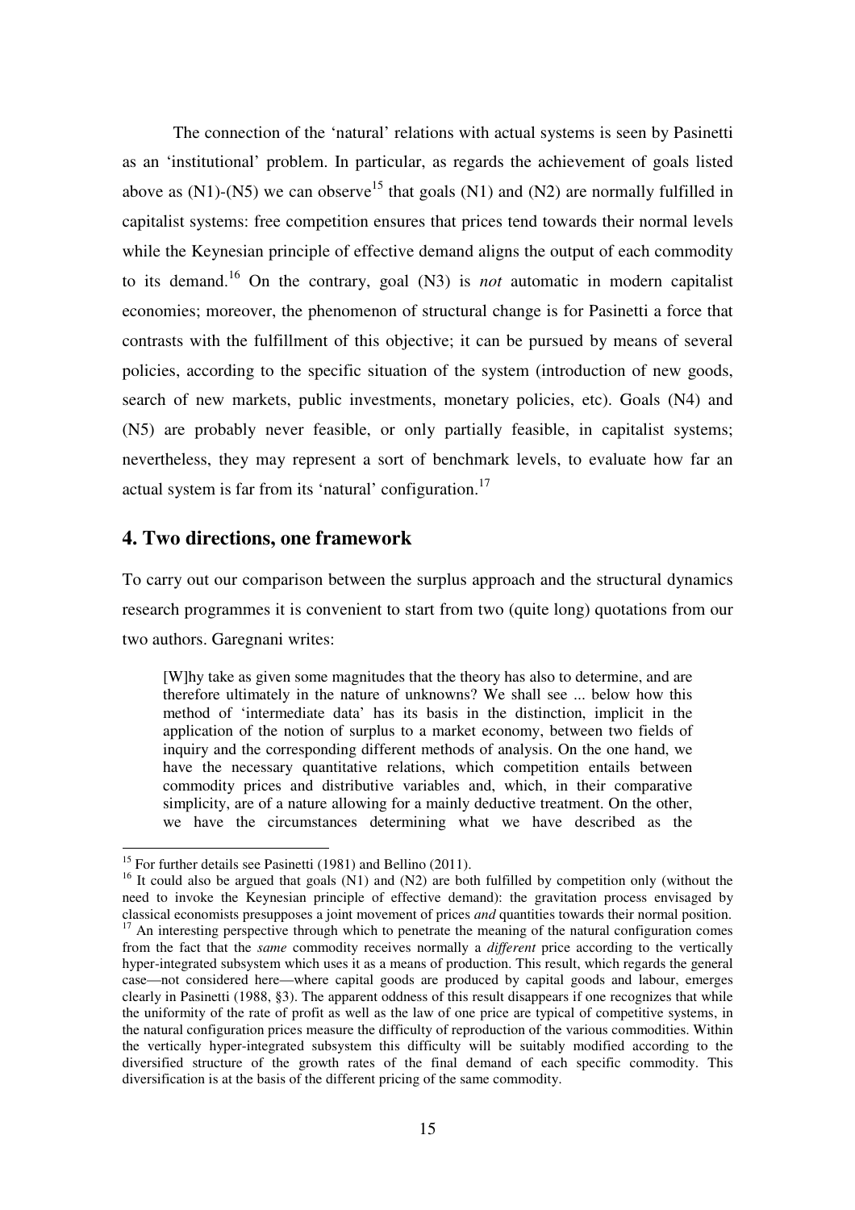The connection of the 'natural' relations with actual systems is seen by Pasinetti as an 'institutional' problem. In particular, as regards the achievement of goals listed above as (N1)-(N5) we can observe[15] that goals (N1) and (N2) are normally fulfilled in capitalist systems: free competition ensures that prices tend towards their normal levels while the Keynesian principle of effective demand aligns the output of each commodity to its demand.[16] On the contrary, goal (N3) is *not* automatic in modern capitalist economies; moreover, the phenomenon of structural change is for Pasinetti a force that contrasts with the fulfillment of this objective; it can be pursued by means of several policies, according to the specific situation of the system (introduction of new goods, search of new markets, public investments, monetary policies, etc). Goals (N4) and (N5) are probably never feasible, or only partially feasible, in capitalist systems; nevertheless, they may represent a sort of benchmark levels, to evaluate how far an actual system is far from its 'natural' configuration.[17]

## 4. Two directions, one framework

To carry out our comparison between the surplus approach and the structural dynamics research programmes it is convenient to start from two (quite long) quotations from our two authors. Garegnani writes:

> [W]hy take as given some magnitudes that the theory has also to determine, and are therefore ultimately in the nature of unknowns? We shall see ... below how this method of 'intermediate data' has its basis in the distinction, implicit in the application of the notion of surplus to a market economy, between two fields of inquiry and the corresponding different methods of analysis. On the one hand, we have the necessary quantitative relations, which competition entails between commodity prices and distributive variables and, which, in their comparative simplicity, are of a nature allowing for a mainly deductive treatment. On the other, we have the circumstances determining what we have described as the

[15] For further details see Pasinetti (1981) and Bellino (2011).

[16] It could also be argued that goals (N1) and (N2) are both fulfilled by competition only (without the need to invoke the Keynesian principle of effective demand): the gravitation process envisaged by classical economists presupposes a joint movement of prices *and* quantities towards their normal position.

[17] An interesting perspective through which to penetrate the meaning of the natural configuration comes from the fact that the *same* commodity receives normally a *different* price according to the vertically hyper-integrated subsystem which uses it as a means of production. This result, which regards the general case—not considered here—where capital goods are produced by capital goods and labour, emerges clearly in Pasinetti (1988, §3). The apparent oddness of this result disappears if one recognizes that while the uniformity of the rate of profit as well as the law of one price are typical of competitive systems, in the natural configuration prices measure the difficulty of reproduction of the various commodities. Within the vertically hyper-integrated subsystem this difficulty will be suitably modified according to the diversified structure of the growth rates of the final demand of each specific commodity. This diversification is at the basis of the different pricing of the same commodity.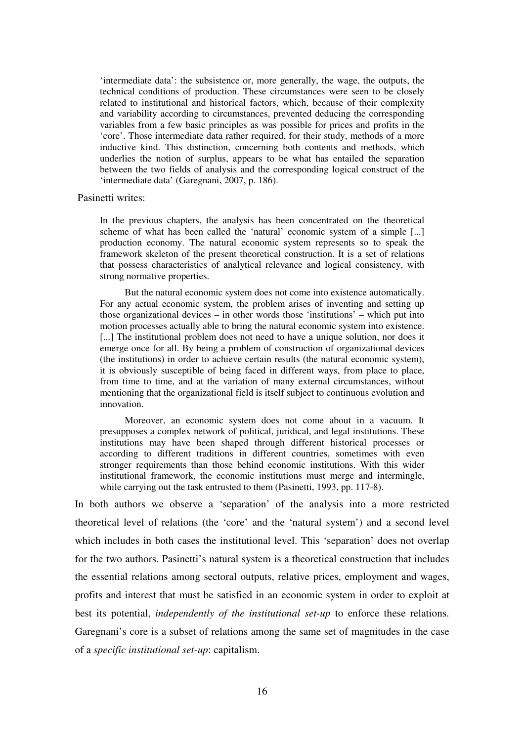> 'intermediate data': the subsistence or, more generally, the wage, the outputs, the technical conditions of production. These circumstances were seen to be closely related to institutional and historical factors, which, because of their complexity and variability according to circumstances, prevented deducing the corresponding variables from a few basic principles as was possible for prices and profits in the 'core'. Those intermediate data rather required, for their study, methods of a more inductive kind. This distinction, concerning both contents and methods, which underlies the notion of surplus, appears to be what has entailed the separation between the two fields of analysis and the corresponding logical construct of the 'intermediate data' (Garegnani, 2007, p. 186).

Pasinetti writes:

> In the previous chapters, the analysis has been concentrated on the theoretical scheme of what has been called the 'natural' economic system of a simple [...] production economy. The natural economic system represents so to speak the framework skeleton of the present theoretical construction. It is a set of relations that possess characteristics of analytical relevance and logical consistency, with strong normative properties.
>
> But the natural economic system does not come into existence automatically. For any actual economic system, the problem arises of inventing and setting up those organizational devices – in other words those 'institutions' – which put into motion processes actually able to bring the natural economic system into existence. [...] The institutional problem does not need to have a unique solution, nor does it emerge once for all. By being a problem of construction of organizational devices (the institutions) in order to achieve certain results (the natural economic system), it is obviously susceptible of being faced in different ways, from place to place, from time to time, and at the variation of many external circumstances, without mentioning that the organizational field is itself subject to continuous evolution and innovation.
>
> Moreover, an economic system does not come about in a vacuum. It presupposes a complex network of political, juridical, and legal institutions. These institutions may have been shaped through different historical processes or according to different traditions in different countries, sometimes with even stronger requirements than those behind economic institutions. With this wider institutional framework, the economic institutions must merge and intermingle, while carrying out the task entrusted to them (Pasinetti, 1993, pp. 117-8).

In both authors we observe a 'separation' of the analysis into a more restricted theoretical level of relations (the 'core' and the 'natural system') and a second level which includes in both cases the institutional level. This 'separation' does not overlap for the two authors. Pasinetti's natural system is a theoretical construction that includes the essential relations among sectoral outputs, relative prices, employment and wages, profits and interest that must be satisfied in an economic system in order to exploit at best its potential, *independently of the institutional set-up* to enforce these relations. Garegnani's core is a subset of relations among the same set of magnitudes in the case of a *specific institutional set-up*: capitalism.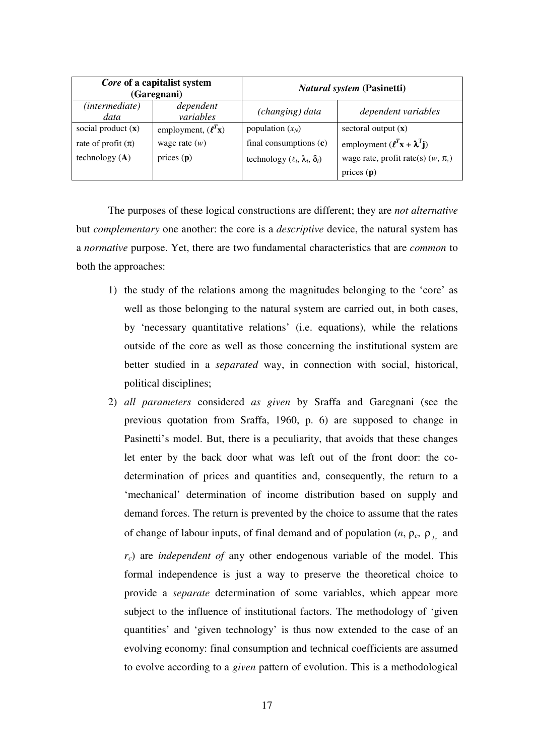| *Core* **of a capitalist system (Garegnani)** | | *Natural system* **(Pasinetti)** | |
|---|---|---|---|
| *(intermediate) data* | *dependent variables* | *(changing) data* | *dependent variables* |
| social product ($\mathbf{x}$) | employment, ($\boldsymbol{\ell}^T\mathbf{x}$) | population ($x_N$) | sectoral output ($\mathbf{x}$) |
| rate of profit ($\pi$) | wage rate ($w$) | final consumptions ($\mathbf{c}$) | employment ($\boldsymbol{\ell}^T\mathbf{x} + \boldsymbol{\lambda}^{\mathrm{T}}\mathbf{j}$) |
| technology ($\mathbf{A}$) | prices ($\mathbf{p}$) | technology ($\ell_i$, $\lambda_i$, $\delta_i$) | wage rate, profit rate(s) ($w$, $\pi_c$) |
| | | | prices ($\mathbf{p}$) |

The purposes of these logical constructions are different; they are *not alternative* but *complementary* one another: the core is a *descriptive* device, the natural system has a *normative* purpose. Yet, there are two fundamental characteristics that are *common* to both the approaches:

1) the study of the relations among the magnitudes belonging to the 'core' as well as those belonging to the natural system are carried out, in both cases, by 'necessary quantitative relations' (i.e. equations), while the relations outside of the core as well as those concerning the institutional system are better studied in a *separated* way, in connection with social, historical, political disciplines;
2) *all parameters* considered *as given* by Sraffa and Garegnani (see the previous quotation from Sraffa, 1960, p. 6) are supposed to change in Pasinetti's model. But, there is a peculiarity, that avoids that these changes let enter by the back door what was left out of the front door: the co-determination of prices and quantities and, consequently, the return to a 'mechanical' determination of income distribution based on supply and demand forces. The return is prevented by the choice to assume that the rates of change of labour inputs, of final demand and of population ($n$, $\rho_c$, $\rho_{j_c}$ and $r_c$) are *independent of* any other endogenous variable of the model. This formal independence is just a way to preserve the theoretical choice to provide a *separate* determination of some variables, which appear more subject to the influence of institutional factors. The methodology of 'given quantities' and 'given technology' is thus now extended to the case of an evolving economy: final consumption and technical coefficients are assumed to evolve according to a *given* pattern of evolution. This is a methodological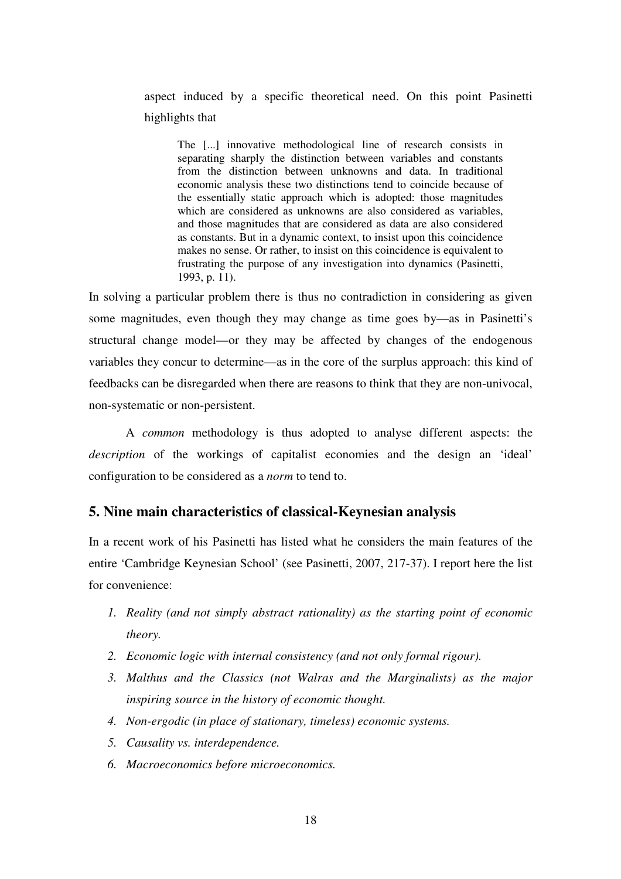aspect induced by a specific theoretical need. On this point Pasinetti highlights that

> The [...] innovative methodological line of research consists in separating sharply the distinction between variables and constants from the distinction between unknowns and data. In traditional economic analysis these two distinctions tend to coincide because of the essentially static approach which is adopted: those magnitudes which are considered as unknowns are also considered as variables, and those magnitudes that are considered as data are also considered as constants. But in a dynamic context, to insist upon this coincidence makes no sense. Or rather, to insist on this coincidence is equivalent to frustrating the purpose of any investigation into dynamics (Pasinetti, 1993, p. 11).

In solving a particular problem there is thus no contradiction in considering as given some magnitudes, even though they may change as time goes by—as in Pasinetti's structural change model—or they may be affected by changes of the endogenous variables they concur to determine—as in the core of the surplus approach: this kind of feedbacks can be disregarded when there are reasons to think that they are non-univocal, non-systematic or non-persistent.

A *common* methodology is thus adopted to analyse different aspects: the *description* of the workings of capitalist economies and the design an 'ideal' configuration to be considered as a *norm* to tend to.

## 5. Nine main characteristics of classical-Keynesian analysis

In a recent work of his Pasinetti has listed what he considers the main features of the entire 'Cambridge Keynesian School' (see Pasinetti, 2007, 217-37). I report here the list for convenience:

1. *Reality (and not simply abstract rationality) as the starting point of economic theory.*
2. *Economic logic with internal consistency (and not only formal rigour).*
3. *Malthus and the Classics (not Walras and the Marginalists) as the major inspiring source in the history of economic thought.*
4. *Non-ergodic (in place of stationary, timeless) economic systems.*
5. *Causality vs. interdependence.*
6. *Macroeconomics before microeconomics.*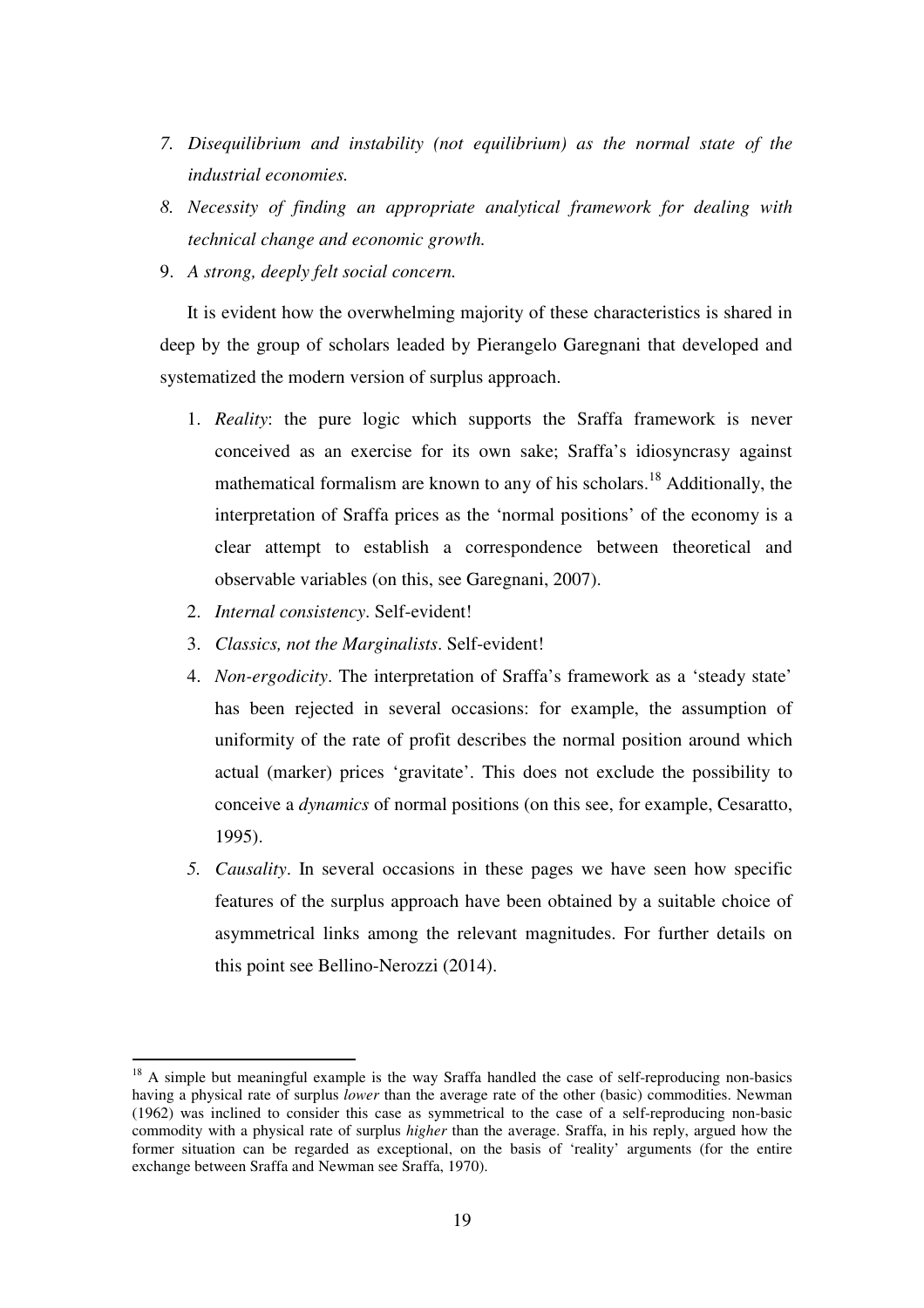7. *Disequilibrium and instability (not equilibrium) as the normal state of the industrial economies.*
8. *Necessity of finding an appropriate analytical framework for dealing with technical change and economic growth.*
9. *A strong, deeply felt social concern.*

It is evident how the overwhelming majority of these characteristics is shared in deep by the group of scholars leaded by Pierangelo Garegnani that developed and systematized the modern version of surplus approach.

1. *Reality*: the pure logic which supports the Sraffa framework is never conceived as an exercise for its own sake; Sraffa's idiosyncrasy against mathematical formalism are known to any of his scholars.[18] Additionally, the interpretation of Sraffa prices as the 'normal positions' of the economy is a clear attempt to establish a correspondence between theoretical and observable variables (on this, see Garegnani, 2007).
2. *Internal consistency*. Self-evident!
3. *Classics, not the Marginalists*. Self-evident!
4. *Non-ergodicity*. The interpretation of Sraffa's framework as a 'steady state' has been rejected in several occasions: for example, the assumption of uniformity of the rate of profit describes the normal position around which actual (marker) prices 'gravitate'. This does not exclude the possibility to conceive a *dynamics* of normal positions (on this see, for example, Cesaratto, 1995).
5. *Causality*. In several occasions in these pages we have seen how specific features of the surplus approach have been obtained by a suitable choice of asymmetrical links among the relevant magnitudes. For further details on this point see Bellino-Nerozzi (2014).

---

[18] A simple but meaningful example is the way Sraffa handled the case of self-reproducing non-basics having a physical rate of surplus *lower* than the average rate of the other (basic) commodities. Newman (1962) was inclined to consider this case as symmetrical to the case of a self-reproducing non-basic commodity with a physical rate of surplus *higher* than the average. Sraffa, in his reply, argued how the former situation can be regarded as exceptional, on the basis of 'reality' arguments (for the entire exchange between Sraffa and Newman see Sraffa, 1970).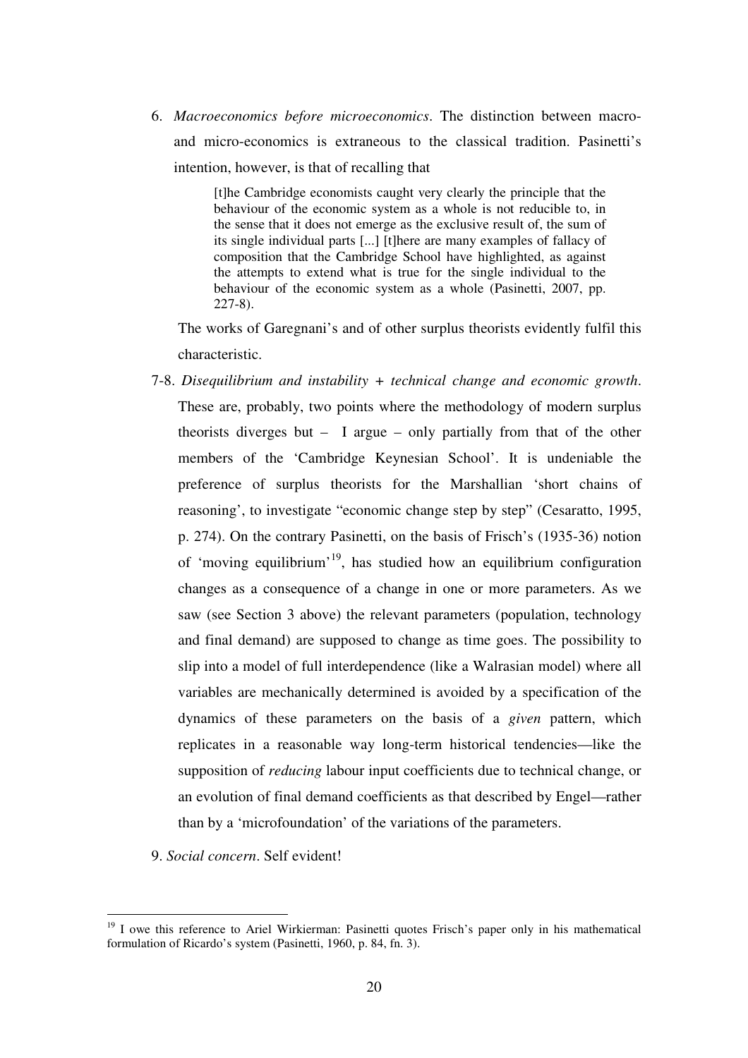6. *Macroeconomics before microeconomics*. The distinction between macro- and micro-economics is extraneous to the classical tradition. Pasinetti's intention, however, is that of recalling that

> [t]he Cambridge economists caught very clearly the principle that the behaviour of the economic system as a whole is not reducible to, in the sense that it does not emerge as the exclusive result of, the sum of its single individual parts [...] [t]here are many examples of fallacy of composition that the Cambridge School have highlighted, as against the attempts to extend what is true for the single individual to the behaviour of the economic system as a whole (Pasinetti, 2007, pp. 227-8).

The works of Garegnani's and of other surplus theorists evidently fulfil this characteristic.

7-8. *Disequilibrium and instability + technical change and economic growth*. These are, probably, two points where the methodology of modern surplus theorists diverges but – I argue – only partially from that of the other members of the 'Cambridge Keynesian School'. It is undeniable the preference of surplus theorists for the Marshallian 'short chains of reasoning', to investigate "economic change step by step" (Cesaratto, 1995, p. 274). On the contrary Pasinetti, on the basis of Frisch's (1935-36) notion of 'moving equilibrium'[19], has studied how an equilibrium configuration changes as a consequence of a change in one or more parameters. As we saw (see Section 3 above) the relevant parameters (population, technology and final demand) are supposed to change as time goes. The possibility to slip into a model of full interdependence (like a Walrasian model) where all variables are mechanically determined is avoided by a specification of the dynamics of these parameters on the basis of a *given* pattern, which replicates in a reasonable way long-term historical tendencies—like the supposition of *reducing* labour input coefficients due to technical change, or an evolution of final demand coefficients as that described by Engel—rather than by a 'microfoundation' of the variations of the parameters.

9. *Social concern*. Self evident!

---

[19] I owe this reference to Ariel Wirkierman: Pasinetti quotes Frisch's paper only in his mathematical formulation of Ricardo's system (Pasinetti, 1960, p. 84, fn. 3).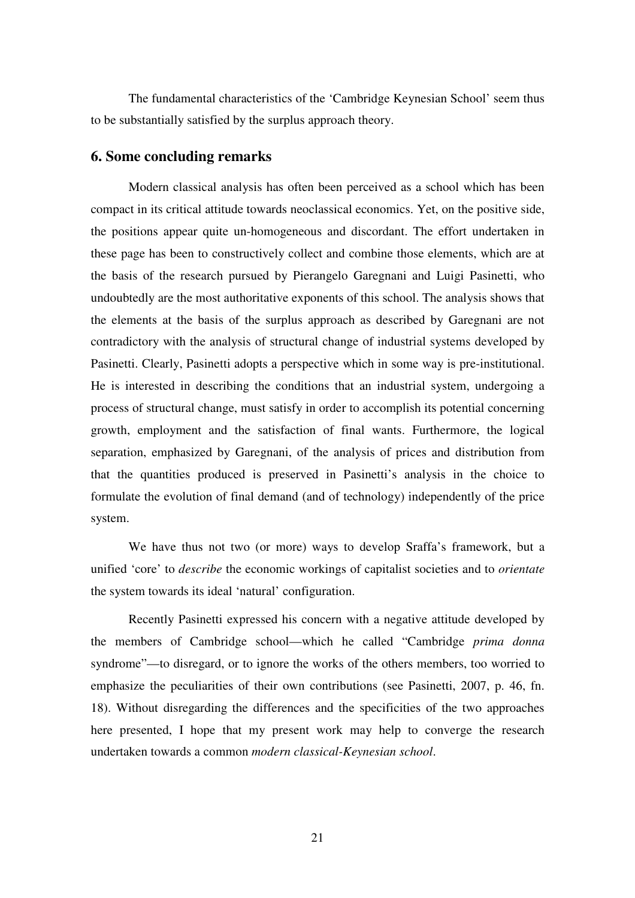The fundamental characteristics of the 'Cambridge Keynesian School' seem thus to be substantially satisfied by the surplus approach theory.

## 6. Some concluding remarks

Modern classical analysis has often been perceived as a school which has been compact in its critical attitude towards neoclassical economics. Yet, on the positive side, the positions appear quite un-homogeneous and discordant. The effort undertaken in these page has been to constructively collect and combine those elements, which are at the basis of the research pursued by Pierangelo Garegnani and Luigi Pasinetti, who undoubtedly are the most authoritative exponents of this school. The analysis shows that the elements at the basis of the surplus approach as described by Garegnani are not contradictory with the analysis of structural change of industrial systems developed by Pasinetti. Clearly, Pasinetti adopts a perspective which in some way is pre-institutional. He is interested in describing the conditions that an industrial system, undergoing a process of structural change, must satisfy in order to accomplish its potential concerning growth, employment and the satisfaction of final wants. Furthermore, the logical separation, emphasized by Garegnani, of the analysis of prices and distribution from that the quantities produced is preserved in Pasinetti's analysis in the choice to formulate the evolution of final demand (and of technology) independently of the price system.

We have thus not two (or more) ways to develop Sraffa's framework, but a unified 'core' to *describe* the economic workings of capitalist societies and to *orientate* the system towards its ideal 'natural' configuration.

Recently Pasinetti expressed his concern with a negative attitude developed by the members of Cambridge school—which he called "Cambridge *prima donna* syndrome"—to disregard, or to ignore the works of the others members, too worried to emphasize the peculiarities of their own contributions (see Pasinetti, 2007, p. 46, fn. 18). Without disregarding the differences and the specificities of the two approaches here presented, I hope that my present work may help to converge the research undertaken towards a common *modern classical-Keynesian school*.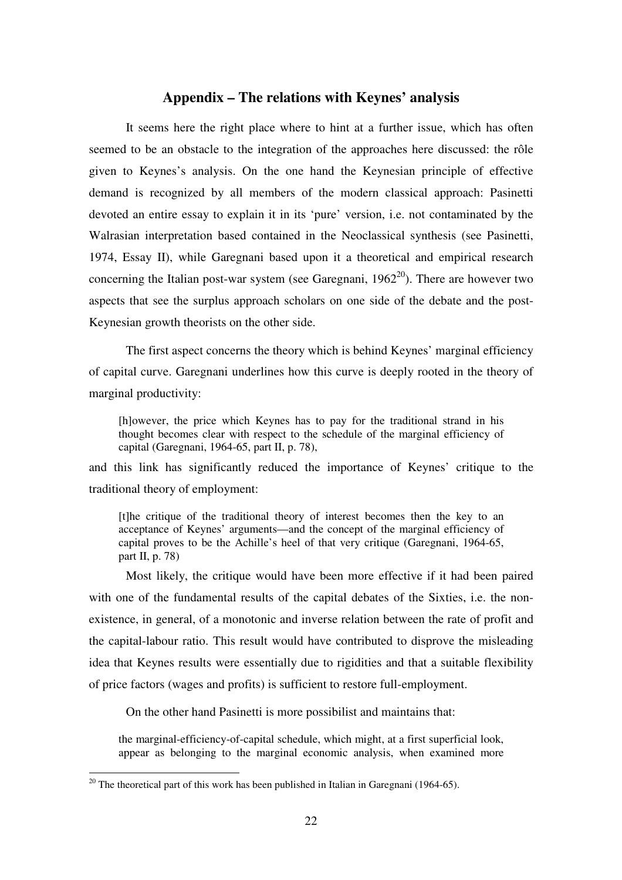## Appendix – The relations with Keynes' analysis

It seems here the right place where to hint at a further issue, which has often seemed to be an obstacle to the integration of the approaches here discussed: the rôle given to Keynes's analysis. On the one hand the Keynesian principle of effective demand is recognized by all members of the modern classical approach: Pasinetti devoted an entire essay to explain it in its 'pure' version, i.e. not contaminated by the Walrasian interpretation based contained in the Neoclassical synthesis (see Pasinetti, 1974, Essay II), while Garegnani based upon it a theoretical and empirical research concerning the Italian post-war system (see Garegnani, 1962[20]). There are however two aspects that see the surplus approach scholars on one side of the debate and the post-Keynesian growth theorists on the other side.

The first aspect concerns the theory which is behind Keynes' marginal efficiency of capital curve. Garegnani underlines how this curve is deeply rooted in the theory of marginal productivity:

> [h]owever, the price which Keynes has to pay for the traditional strand in his thought becomes clear with respect to the schedule of the marginal efficiency of capital (Garegnani, 1964-65, part II, p. 78),

and this link has significantly reduced the importance of Keynes' critique to the traditional theory of employment:

> [t]he critique of the traditional theory of interest becomes then the key to an acceptance of Keynes' arguments—and the concept of the marginal efficiency of capital proves to be the Achille's heel of that very critique (Garegnani, 1964-65, part II, p. 78)

Most likely, the critique would have been more effective if it had been paired with one of the fundamental results of the capital debates of the Sixties, i.e. the non-existence, in general, of a monotonic and inverse relation between the rate of profit and the capital-labour ratio. This result would have contributed to disprove the misleading idea that Keynes results were essentially due to rigidities and that a suitable flexibility of price factors (wages and profits) is sufficient to restore full-employment.

On the other hand Pasinetti is more possibilist and maintains that:

> the marginal-efficiency-of-capital schedule, which might, at a first superficial look, appear as belonging to the marginal economic analysis, when examined more

[20] The theoretical part of this work has been published in Italian in Garegnani (1964-65).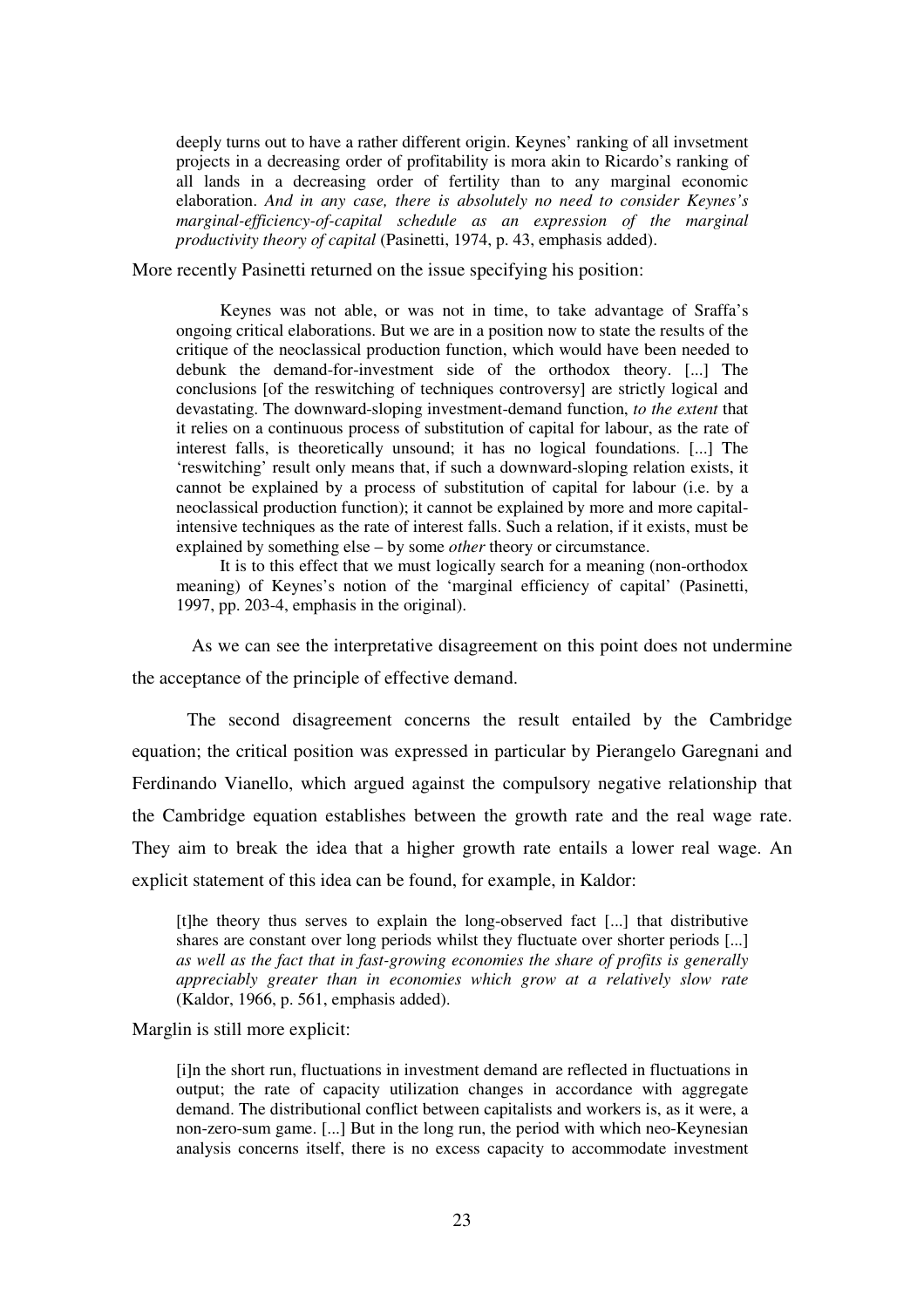> deeply turns out to have a rather different origin. Keynes' ranking of all invsetment projects in a decreasing order of profitability is mora akin to Ricardo's ranking of all lands in a decreasing order of fertility than to any marginal economic elaboration. *And in any case, there is absolutely no need to consider Keynes's marginal-efficiency-of-capital schedule as an expression of the marginal productivity theory of capital* (Pasinetti, 1974, p. 43, emphasis added).

More recently Pasinetti returned on the issue specifying his position:

> Keynes was not able, or was not in time, to take advantage of Sraffa's ongoing critical elaborations. But we are in a position now to state the results of the critique of the neoclassical production function, which would have been needed to debunk the demand-for-investment side of the orthodox theory. [...] The conclusions [of the reswitching of techniques controversy] are strictly logical and devastating. The downward-sloping investment-demand function, *to the extent* that it relies on a continuous process of substitution of capital for labour, as the rate of interest falls, is theoretically unsound; it has no logical foundations. [...] The 'reswitching' result only means that, if such a downward-sloping relation exists, it cannot be explained by a process of substitution of capital for labour (i.e. by a neoclassical production function); it cannot be explained by more and more capital-intensive techniques as the rate of interest falls. Such a relation, if it exists, must be explained by something else – by some *other* theory or circumstance.
>
> It is to this effect that we must logically search for a meaning (non-orthodox meaning) of Keynes's notion of the 'marginal efficiency of capital' (Pasinetti, 1997, pp. 203-4, emphasis in the original).

As we can see the interpretative disagreement on this point does not undermine the acceptance of the principle of effective demand.

The second disagreement concerns the result entailed by the Cambridge equation; the critical position was expressed in particular by Pierangelo Garegnani and Ferdinando Vianello, which argued against the compulsory negative relationship that the Cambridge equation establishes between the growth rate and the real wage rate. They aim to break the idea that a higher growth rate entails a lower real wage. An explicit statement of this idea can be found, for example, in Kaldor:

> [t]he theory thus serves to explain the long-observed fact [...] that distributive shares are constant over long periods whilst they fluctuate over shorter periods [...] *as well as the fact that in fast-growing economies the share of profits is generally appreciably greater than in economies which grow at a relatively slow rate* (Kaldor, 1966, p. 561, emphasis added).

Marglin is still more explicit:

> [i]n the short run, fluctuations in investment demand are reflected in fluctuations in output; the rate of capacity utilization changes in accordance with aggregate demand. The distributional conflict between capitalists and workers is, as it were, a non-zero-sum game. [...] But in the long run, the period with which neo-Keynesian analysis concerns itself, there is no excess capacity to accommodate investment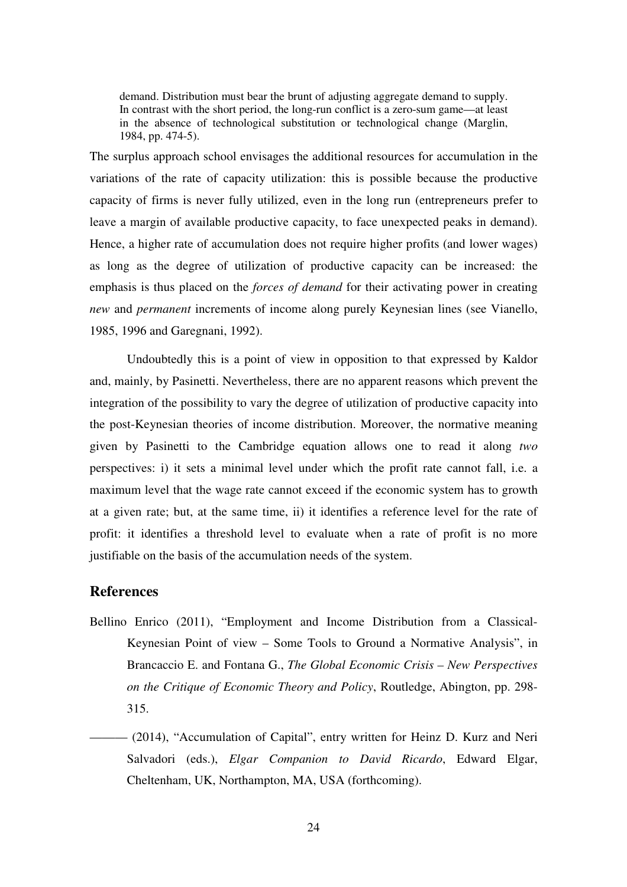> demand. Distribution must bear the brunt of adjusting aggregate demand to supply. In contrast with the short period, the long-run conflict is a zero-sum game—at least in the absence of technological substitution or technological change (Marglin, 1984, pp. 474-5).

The surplus approach school envisages the additional resources for accumulation in the variations of the rate of capacity utilization: this is possible because the productive capacity of firms is never fully utilized, even in the long run (entrepreneurs prefer to leave a margin of available productive capacity, to face unexpected peaks in demand). Hence, a higher rate of accumulation does not require higher profits (and lower wages) as long as the degree of utilization of productive capacity can be increased: the emphasis is thus placed on the *forces of demand* for their activating power in creating *new* and *permanent* increments of income along purely Keynesian lines (see Vianello, 1985, 1996 and Garegnani, 1992).

Undoubtedly this is a point of view in opposition to that expressed by Kaldor and, mainly, by Pasinetti. Nevertheless, there are no apparent reasons which prevent the integration of the possibility to vary the degree of utilization of productive capacity into the post-Keynesian theories of income distribution. Moreover, the normative meaning given by Pasinetti to the Cambridge equation allows one to read it along *two* perspectives: i) it sets a minimal level under which the profit rate cannot fall, i.e. a maximum level that the wage rate cannot exceed if the economic system has to growth at a given rate; but, at the same time, ii) it identifies a reference level for the rate of profit: it identifies a threshold level to evaluate when a rate of profit is no more justifiable on the basis of the accumulation needs of the system.

## References

Bellino Enrico (2011), "Employment and Income Distribution from a Classical-Keynesian Point of view – Some Tools to Ground a Normative Analysis", in Brancaccio E. and Fontana G., *The Global Economic Crisis – New Perspectives on the Critique of Economic Theory and Policy*, Routledge, Abington, pp. 298-315.

——— (2014), "Accumulation of Capital", entry written for Heinz D. Kurz and Neri Salvadori (eds.), *Elgar Companion to David Ricardo*, Edward Elgar, Cheltenham, UK, Northampton, MA, USA (forthcoming).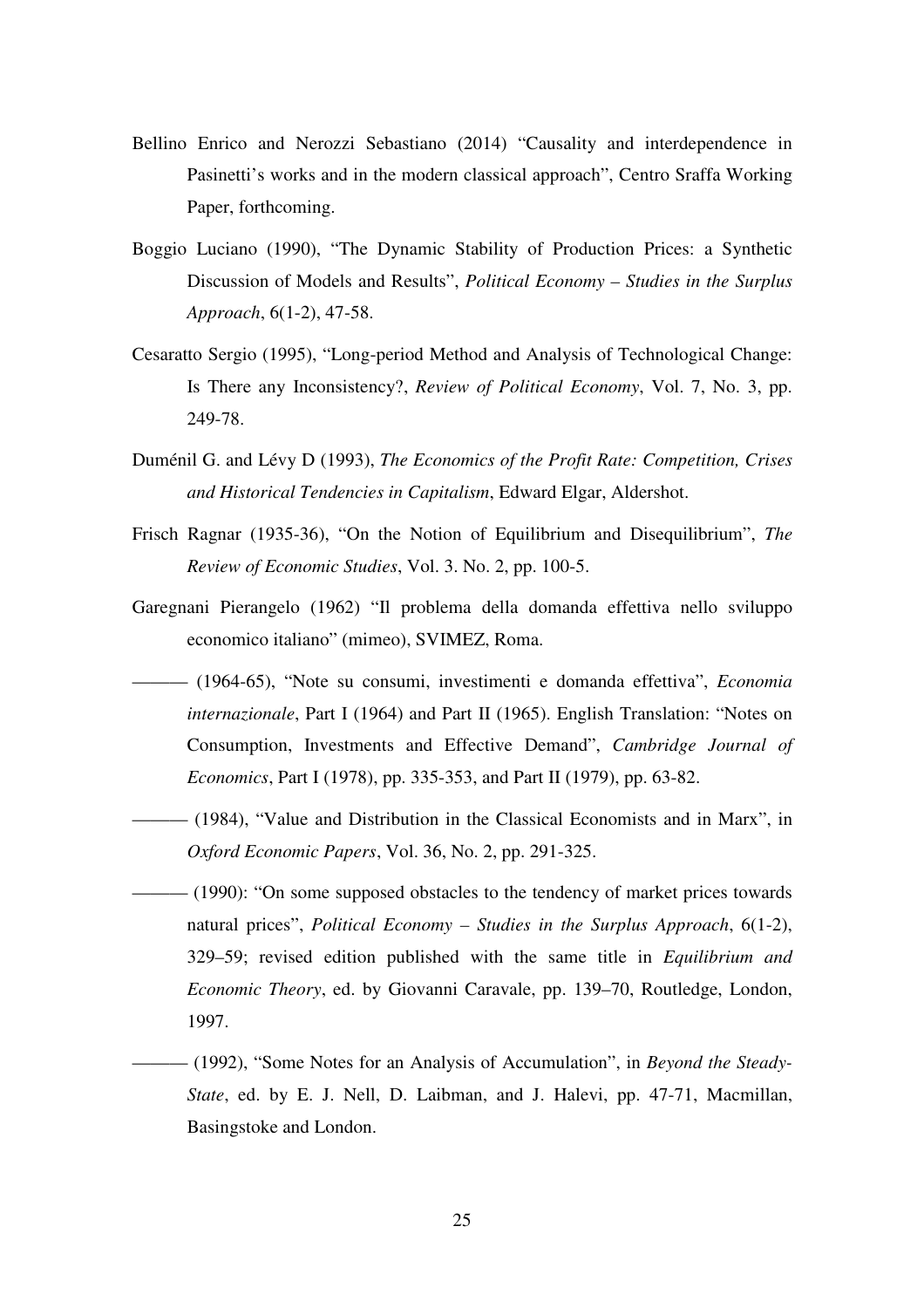Bellino Enrico and Nerozzi Sebastiano (2014) "Causality and interdependence in Pasinetti's works and in the modern classical approach", Centro Sraffa Working Paper, forthcoming.

Boggio Luciano (1990), "The Dynamic Stability of Production Prices: a Synthetic Discussion of Models and Results", *Political Economy – Studies in the Surplus Approach*, 6(1-2), 47-58.

Cesaratto Sergio (1995), "Long-period Method and Analysis of Technological Change: Is There any Inconsistency?, *Review of Political Economy*, Vol. 7, No. 3, pp. 249-78.

Duménil G. and Lévy D (1993), *The Economics of the Profit Rate: Competition, Crises and Historical Tendencies in Capitalism*, Edward Elgar, Aldershot.

Frisch Ragnar (1935-36), "On the Notion of Equilibrium and Disequilibrium", *The Review of Economic Studies*, Vol. 3. No. 2, pp. 100-5.

Garegnani Pierangelo (1962) "Il problema della domanda effettiva nello sviluppo economico italiano" (mimeo), SVIMEZ, Roma.

——— (1964-65), "Note su consumi, investimenti e domanda effettiva", *Economia internazionale*, Part I (1964) and Part II (1965). English Translation: "Notes on Consumption, Investments and Effective Demand", *Cambridge Journal of Economics*, Part I (1978), pp. 335-353, and Part II (1979), pp. 63-82.

——— (1984), "Value and Distribution in the Classical Economists and in Marx", in *Oxford Economic Papers*, Vol. 36, No. 2, pp. 291-325.

——— (1990): "On some supposed obstacles to the tendency of market prices towards natural prices", *Political Economy – Studies in the Surplus Approach*, 6(1-2), 329–59; revised edition published with the same title in *Equilibrium and Economic Theory*, ed. by Giovanni Caravale, pp. 139–70, Routledge, London, 1997.

——— (1992), "Some Notes for an Analysis of Accumulation", in *Beyond the Steady-State*, ed. by E. J. Nell, D. Laibman, and J. Halevi, pp. 47-71, Macmillan, Basingstoke and London.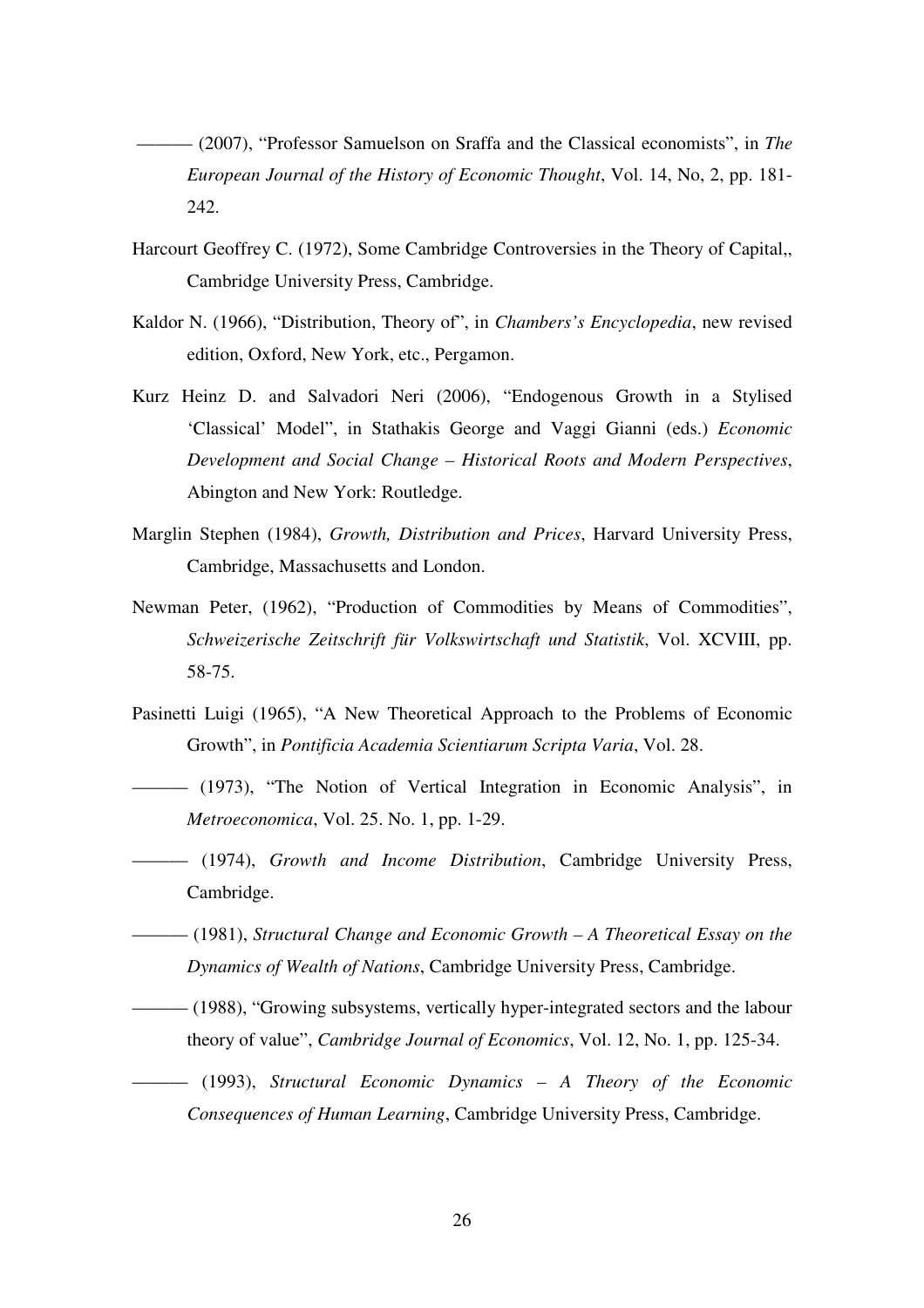——— (2007), "Professor Samuelson on Sraffa and the Classical economists", in *The European Journal of the History of Economic Thought*, Vol. 14, No, 2, pp. 181-242.

Harcourt Geoffrey C. (1972), Some Cambridge Controversies in the Theory of Capital,, Cambridge University Press, Cambridge.

Kaldor N. (1966), "Distribution, Theory of", in *Chambers's Encyclopedia*, new revised edition, Oxford, New York, etc., Pergamon.

Kurz Heinz D. and Salvadori Neri (2006), "Endogenous Growth in a Stylised 'Classical' Model", in Stathakis George and Vaggi Gianni (eds.) *Economic Development and Social Change – Historical Roots and Modern Perspectives*, Abington and New York: Routledge.

Marglin Stephen (1984), *Growth, Distribution and Prices*, Harvard University Press, Cambridge, Massachusetts and London.

Newman Peter, (1962), "Production of Commodities by Means of Commodities", *Schweizerische Zeitschrift für Volkswirtschaft und Statistik*, Vol. XCVIII, pp. 58-75.

Pasinetti Luigi (1965), "A New Theoretical Approach to the Problems of Economic Growth", in *Pontificia Academia Scientiarum Scripta Varia*, Vol. 28.

——— (1973), "The Notion of Vertical Integration in Economic Analysis", in *Metroeconomica*, Vol. 25. No. 1, pp. 1-29.

——— (1974), *Growth and Income Distribution*, Cambridge University Press, Cambridge.

——— (1981), *Structural Change and Economic Growth – A Theoretical Essay on the Dynamics of Wealth of Nations*, Cambridge University Press, Cambridge.

——— (1988), "Growing subsystems, vertically hyper-integrated sectors and the labour theory of value", *Cambridge Journal of Economics*, Vol. 12, No. 1, pp. 125-34.

——— (1993), *Structural Economic Dynamics – A Theory of the Economic Consequences of Human Learning*, Cambridge University Press, Cambridge.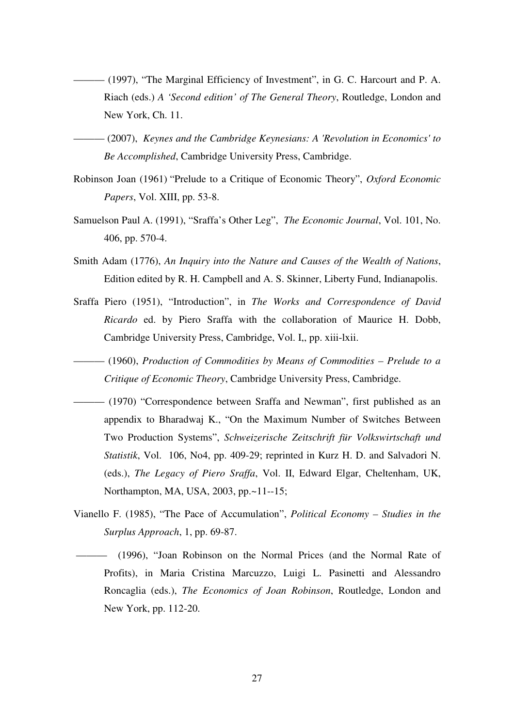——— (1997), "The Marginal Efficiency of Investment", in G. C. Harcourt and P. A. Riach (eds.) *A 'Second edition' of The General Theory*, Routledge, London and New York, Ch. 11.

——— (2007), *Keynes and the Cambridge Keynesians: A 'Revolution in Economics' to Be Accomplished*, Cambridge University Press, Cambridge.

Robinson Joan (1961) "Prelude to a Critique of Economic Theory", *Oxford Economic Papers*, Vol. XIII, pp. 53-8.

Samuelson Paul A. (1991), "Sraffa's Other Leg", *The Economic Journal*, Vol. 101, No. 406, pp. 570-4.

Smith Adam (1776), *An Inquiry into the Nature and Causes of the Wealth of Nations*, Edition edited by R. H. Campbell and A. S. Skinner, Liberty Fund, Indianapolis.

Sraffa Piero (1951), "Introduction", in *The Works and Correspondence of David Ricardo* ed. by Piero Sraffa with the collaboration of Maurice H. Dobb, Cambridge University Press, Cambridge, Vol. I,, pp. xiii-lxii.

——— (1960), *Production of Commodities by Means of Commodities – Prelude to a Critique of Economic Theory*, Cambridge University Press, Cambridge.

——— (1970) "Correspondence between Sraffa and Newman", first published as an appendix to Bharadwaj K., "On the Maximum Number of Switches Between Two Production Systems", *Schweizerische Zeitschrift für Volkswirtschaft und Statistik*, Vol. 106, No4, pp. 409-29; reprinted in Kurz H. D. and Salvadori N. (eds.), *The Legacy of Piero Sraffa*, Vol. II, Edward Elgar, Cheltenham, UK, Northampton, MA, USA, 2003, pp.~11--15;

Vianello F. (1985), "The Pace of Accumulation", *Political Economy – Studies in the Surplus Approach*, 1, pp. 69-87.

——— (1996), "Joan Robinson on the Normal Prices (and the Normal Rate of Profits), in Maria Cristina Marcuzzo, Luigi L. Pasinetti and Alessandro Roncaglia (eds.), *The Economics of Joan Robinson*, Routledge, London and New York, pp. 112-20.